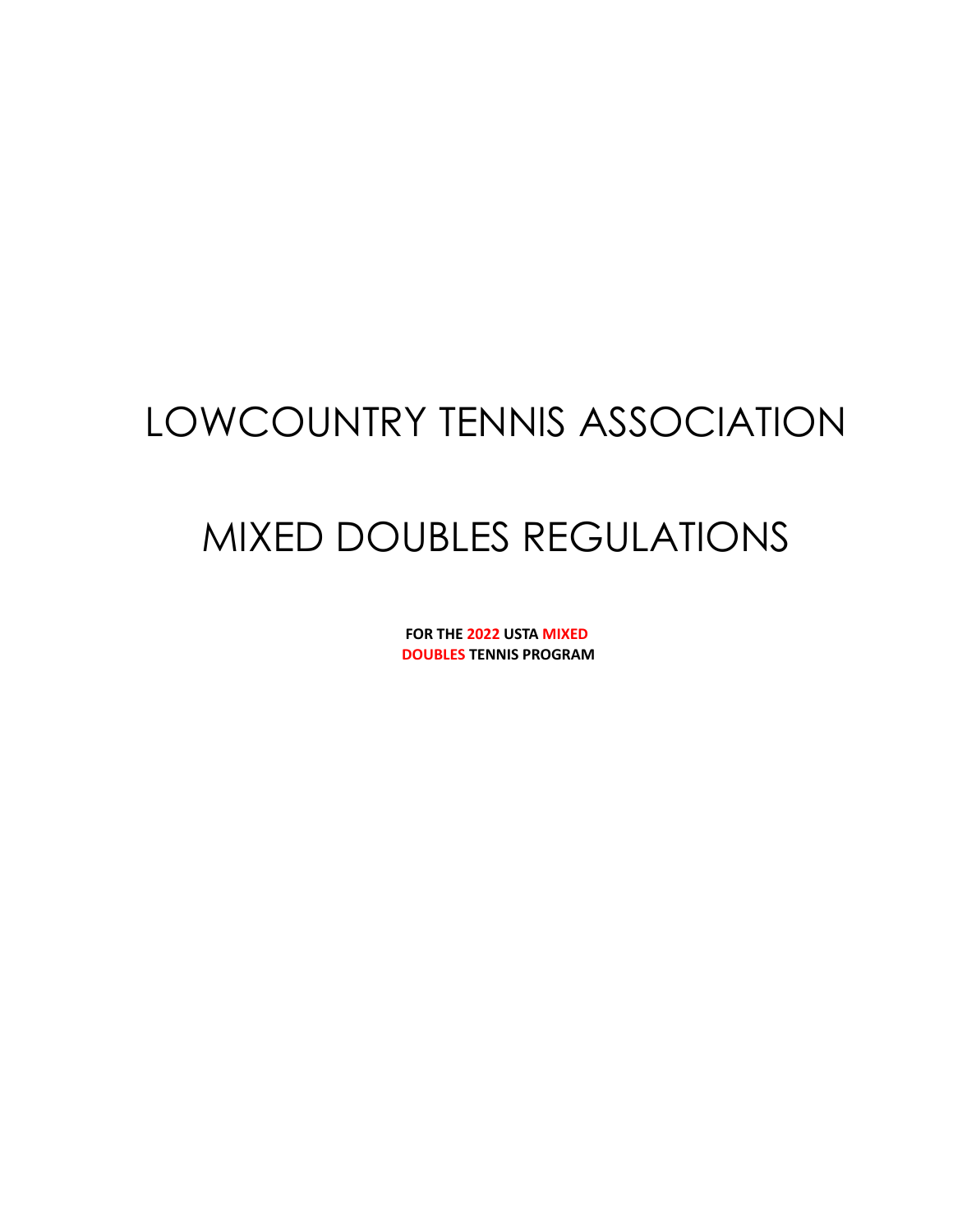# LOWCOUNTRY TENNIS ASSOCIATION

# MIXED DOUBLES REGULATIONS

**FOR THE 2022 USTA MIXED DOUBLES TENNIS PROGRAM**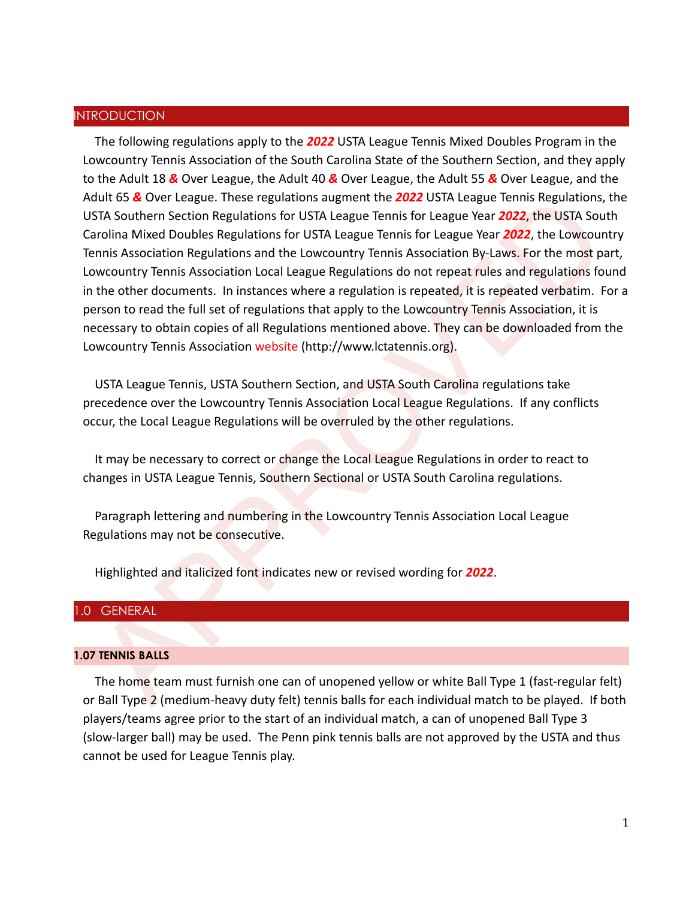## INTRODUCTION

The following regulations apply to the ***2022*** USTA League Tennis Mixed Doubles Program in the Lowcountry Tennis Association of the South Carolina State of the Southern Section, and they apply to the Adult 18 ***&*** Over League, the Adult 40 ***&*** Over League, the Adult 55 ***&*** Over League, and the Adult 65 ***&*** Over League. These regulations augment the ***2022*** USTA League Tennis Regulations, the USTA Southern Section Regulations for USTA League Tennis for League Year ***2022***, the USTA South Carolina Mixed Doubles Regulations for USTA League Tennis for League Year ***2022***, the Lowcountry Tennis Association Regulations and the Lowcountry Tennis Association By-Laws. For the most part, Lowcountry Tennis Association Local League Regulations do not repeat rules and regulations found in the other documents. In instances where a regulation is repeated, it is repeated verbatim. For a person to read the full set of regulations that apply to the Lowcountry Tennis Association, it is necessary to obtain copies of all Regulations mentioned above. They can be downloaded from the Lowcountry Tennis Association website (http://www.lctatennis.org).

USTA League Tennis, USTA Southern Section, and USTA South Carolina regulations take precedence over the Lowcountry Tennis Association Local League Regulations. If any conflicts occur, the Local League Regulations will be overruled by the other regulations.

It may be necessary to correct or change the Local League Regulations in order to react to changes in USTA League Tennis, Southern Sectional or USTA South Carolina regulations.

Paragraph lettering and numbering in the Lowcountry Tennis Association Local League Regulations may not be consecutive.

Highlighted and italicized font indicates new or revised wording for ***2022***.

## 1.0 GENERAL

### 1.07 TENNIS BALLS

The home team must furnish one can of unopened yellow or white Ball Type 1 (fast-regular felt) or Ball Type 2 (medium-heavy duty felt) tennis balls for each individual match to be played. If both players/teams agree prior to the start of an individual match, a can of unopened Ball Type 3 (slow-larger ball) may be used. The Penn pink tennis balls are not approved by the USTA and thus cannot be used for League Tennis play.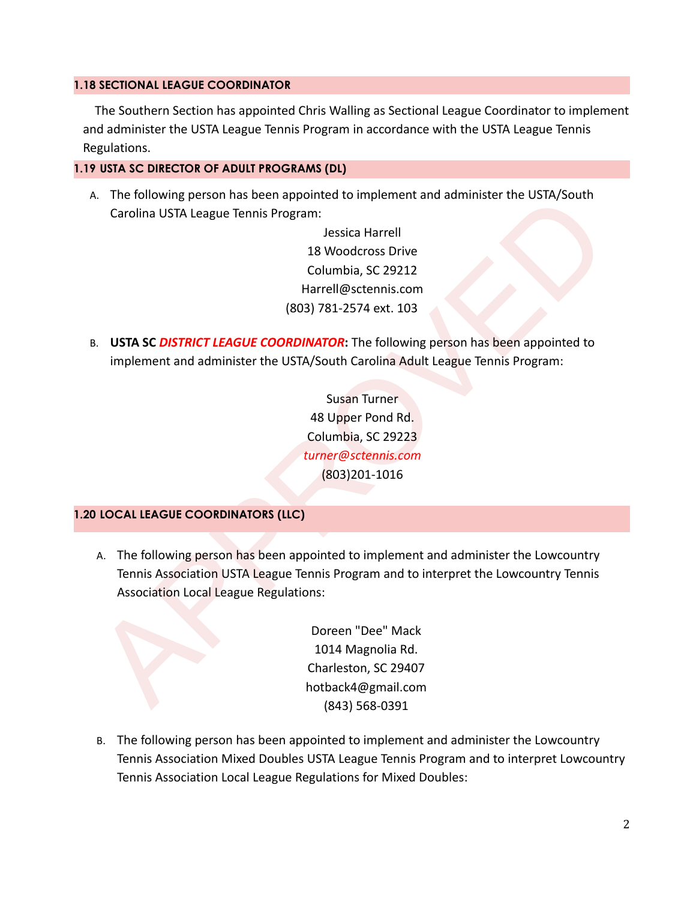## 1.18 SECTIONAL LEAGUE COORDINATOR

The Southern Section has appointed Chris Walling as Sectional League Coordinator to implement and administer the USTA League Tennis Program in accordance with the USTA League Tennis Regulations.

## 1.19 USTA SC DIRECTOR OF ADULT PROGRAMS (DL)

A. The following person has been appointed to implement and administer the USTA/South Carolina USTA League Tennis Program:

Jessica Harrell
18 Woodcross Drive
Columbia, SC 29212
Harrell@sctennis.com
(803) 781-2574 ext. 103

B. **USTA SC *DISTRICT LEAGUE COORDINATOR*:** The following person has been appointed to implement and administer the USTA/South Carolina Adult League Tennis Program:

Susan Turner
48 Upper Pond Rd.
Columbia, SC 29223
*turner@sctennis.com*
(803)201-1016

## 1.20 LOCAL LEAGUE COORDINATORS (LLC)

A. The following person has been appointed to implement and administer the Lowcountry Tennis Association USTA League Tennis Program and to interpret the Lowcountry Tennis Association Local League Regulations:

Doreen "Dee" Mack
1014 Magnolia Rd.
Charleston, SC 29407
hotback4@gmail.com
(843) 568-0391

B. The following person has been appointed to implement and administer the Lowcountry Tennis Association Mixed Doubles USTA League Tennis Program and to interpret Lowcountry Tennis Association Local League Regulations for Mixed Doubles: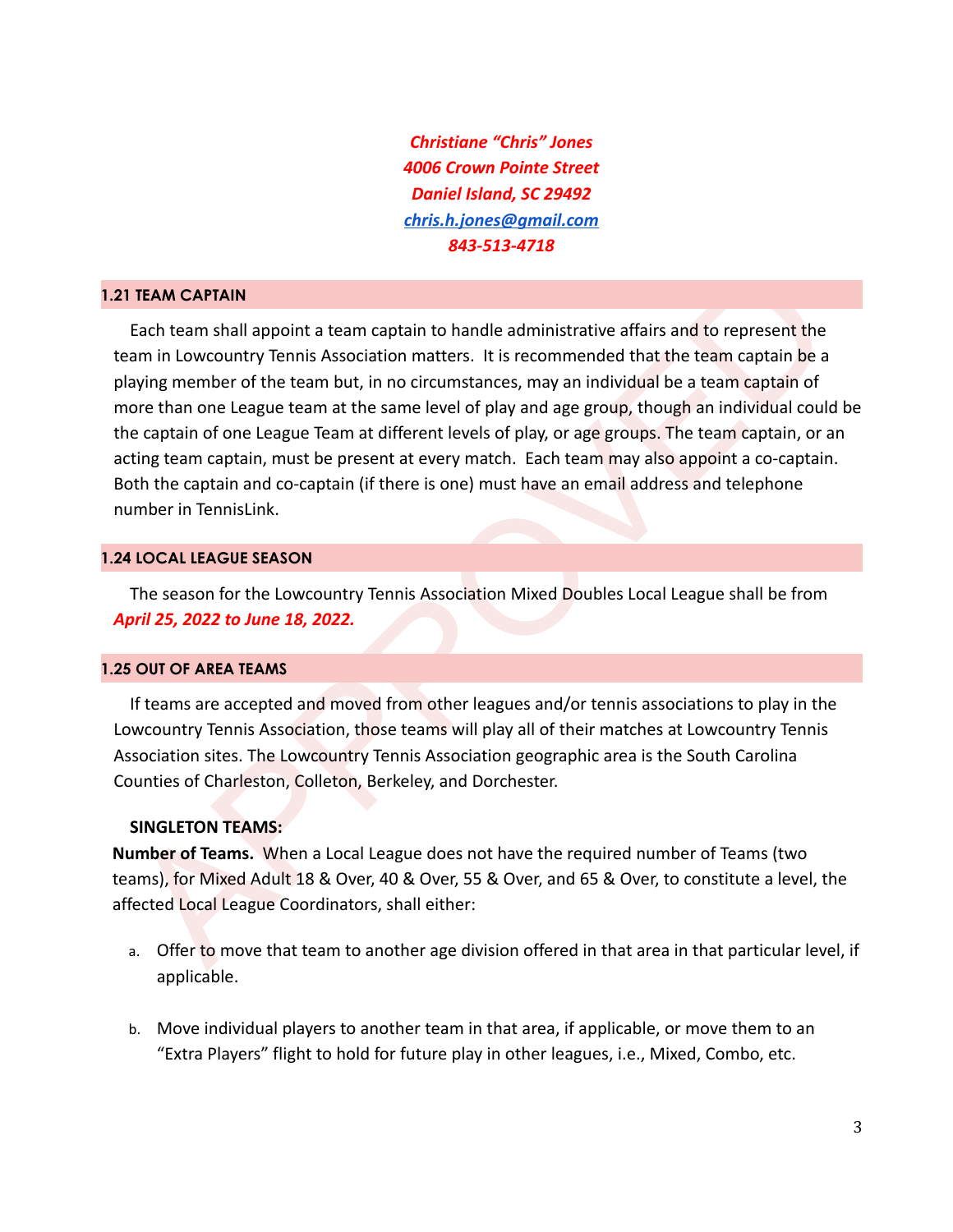*Christiane "Chris" Jones*
*4006 Crown Pointe Street*
*Daniel Island, SC 29492*
*chris.h.jones@gmail.com*
*843-513-4718*

### 1.21 TEAM CAPTAIN

Each team shall appoint a team captain to handle administrative affairs and to represent the team in Lowcountry Tennis Association matters. It is recommended that the team captain be a playing member of the team but, in no circumstances, may an individual be a team captain of more than one League team at the same level of play and age group, though an individual could be the captain of one League Team at different levels of play, or age groups. The team captain, or an acting team captain, must be present at every match. Each team may also appoint a co-captain. Both the captain and co-captain (if there is one) must have an email address and telephone number in TennisLink.

### 1.24 LOCAL LEAGUE SEASON

The season for the Lowcountry Tennis Association Mixed Doubles Local League shall be from *April 25, 2022 to June 18, 2022.*

### 1.25 OUT OF AREA TEAMS

If teams are accepted and moved from other leagues and/or tennis associations to play in the Lowcountry Tennis Association, those teams will play all of their matches at Lowcountry Tennis Association sites. The Lowcountry Tennis Association geographic area is the South Carolina Counties of Charleston, Colleton, Berkeley, and Dorchester.

**SINGLETON TEAMS:**

**Number of Teams.** When a Local League does not have the required number of Teams (two teams), for Mixed Adult 18 & Over, 40 & Over, 55 & Over, and 65 & Over, to constitute a level, the affected Local League Coordinators, shall either:

a. Offer to move that team to another age division offered in that area in that particular level, if applicable.

b. Move individual players to another team in that area, if applicable, or move them to an "Extra Players" flight to hold for future play in other leagues, i.e., Mixed, Combo, etc.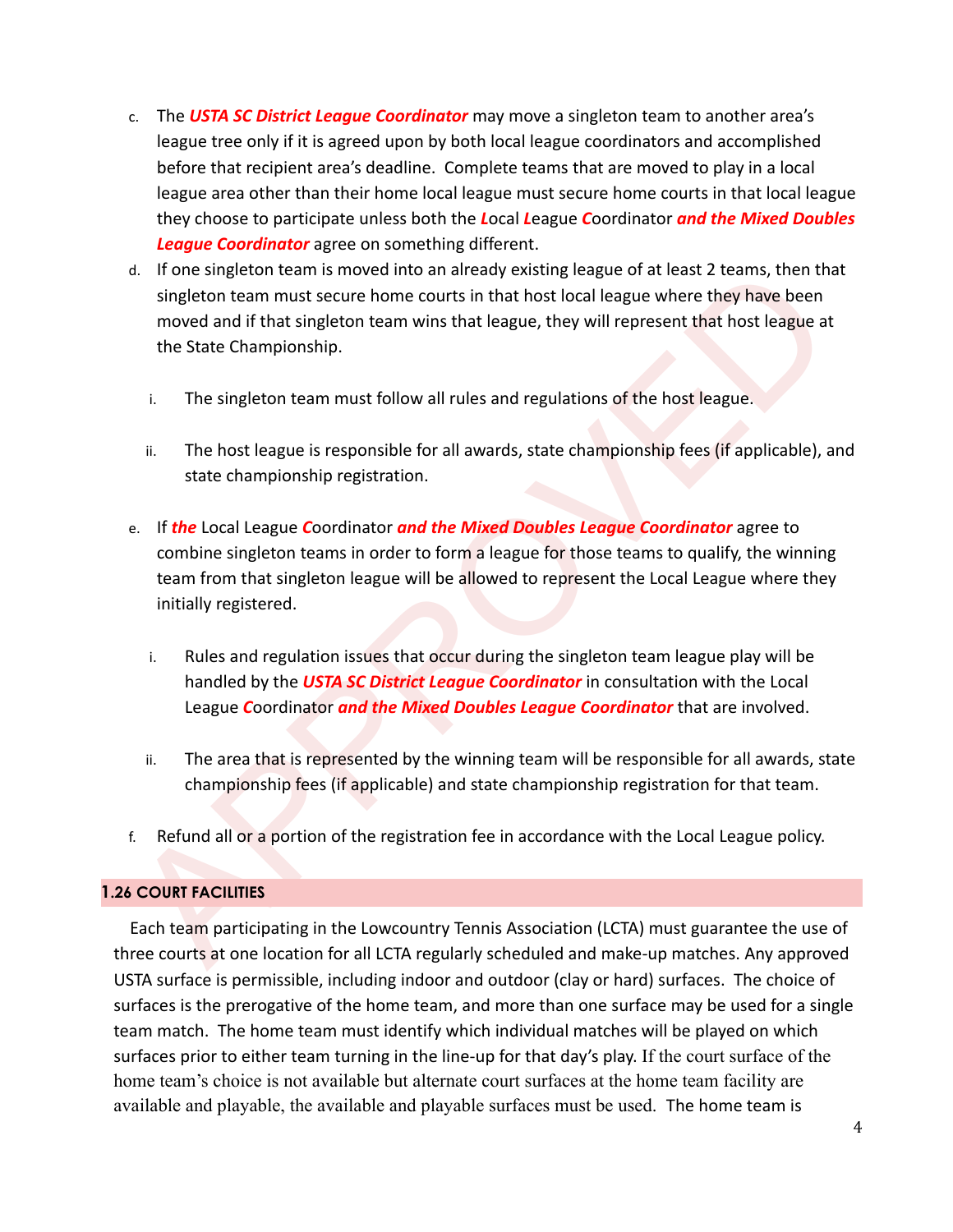c. The ***USTA SC District League Coordinator*** may move a singleton team to another area's league tree only if it is agreed upon by both local league coordinators and accomplished before that recipient area's deadline. Complete teams that are moved to play in a local league area other than their home local league must secure home courts in that local league they choose to participate unless both the ***L***ocal ***L***eague ***C***oordinator ***and the Mixed Doubles League Coordinator*** agree on something different.

d. If one singleton team is moved into an already existing league of at least 2 teams, then that singleton team must secure home courts in that host local league where they have been moved and if that singleton team wins that league, they will represent that host league at the State Championship.

   i. The singleton team must follow all rules and regulations of the host league.

   ii. The host league is responsible for all awards, state championship fees (if applicable), and state championship registration.

e. If ***the*** Local League ***C***oordinator ***and the Mixed Doubles League Coordinator*** agree to combine singleton teams in order to form a league for those teams to qualify, the winning team from that singleton league will be allowed to represent the Local League where they initially registered.

   i. Rules and regulation issues that occur during the singleton team league play will be handled by the ***USTA SC District League Coordinator*** in consultation with the Local League ***C***oordinator ***and the Mixed Doubles League Coordinator*** that are involved.

   ii. The area that is represented by the winning team will be responsible for all awards, state championship fees (if applicable) and state championship registration for that team.

f. Refund all or a portion of the registration fee in accordance with the Local League policy.

## 1.26 COURT FACILITIES

Each team participating in the Lowcountry Tennis Association (LCTA) must guarantee the use of three courts at one location for all LCTA regularly scheduled and make-up matches. Any approved USTA surface is permissible, including indoor and outdoor (clay or hard) surfaces. The choice of surfaces is the prerogative of the home team, and more than one surface may be used for a single team match. The home team must identify which individual matches will be played on which surfaces prior to either team turning in the line-up for that day's play. If the court surface of the home team's choice is not available but alternate court surfaces at the home team facility are available and playable, the available and playable surfaces must be used. The home team is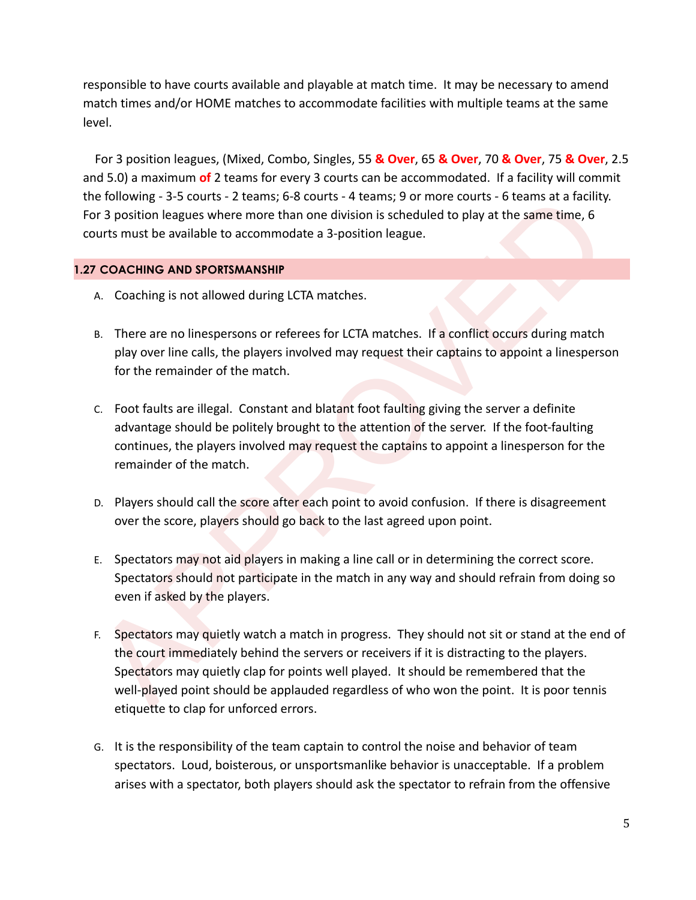responsible to have courts available and playable at match time. It may be necessary to amend match times and/or HOME matches to accommodate facilities with multiple teams at the same level.

For 3 position leagues, (Mixed, Combo, Singles, 55 **& Over**, 65 **& Over**, 70 **& Over**, 75 **& Over**, 2.5 and 5.0) a maximum **of** 2 teams for every 3 courts can be accommodated. If a facility will commit the following - 3-5 courts - 2 teams; 6-8 courts - 4 teams; 9 or more courts - 6 teams at a facility. For 3 position leagues where more than one division is scheduled to play at the same time, 6 courts must be available to accommodate a 3-position league.

### 1.27 COACHING AND SPORTSMANSHIP

A. Coaching is not allowed during LCTA matches.

B. There are no linespersons or referees for LCTA matches. If a conflict occurs during match play over line calls, the players involved may request their captains to appoint a linesperson for the remainder of the match.

C. Foot faults are illegal. Constant and blatant foot faulting giving the server a definite advantage should be politely brought to the attention of the server. If the foot-faulting continues, the players involved may request the captains to appoint a linesperson for the remainder of the match.

D. Players should call the score after each point to avoid confusion. If there is disagreement over the score, players should go back to the last agreed upon point.

E. Spectators may not aid players in making a line call or in determining the correct score. Spectators should not participate in the match in any way and should refrain from doing so even if asked by the players.

F. Spectators may quietly watch a match in progress. They should not sit or stand at the end of the court immediately behind the servers or receivers if it is distracting to the players. Spectators may quietly clap for points well played. It should be remembered that the well-played point should be applauded regardless of who won the point. It is poor tennis etiquette to clap for unforced errors.

G. It is the responsibility of the team captain to control the noise and behavior of team spectators. Loud, boisterous, or unsportsmanlike behavior is unacceptable. If a problem arises with a spectator, both players should ask the spectator to refrain from the offensive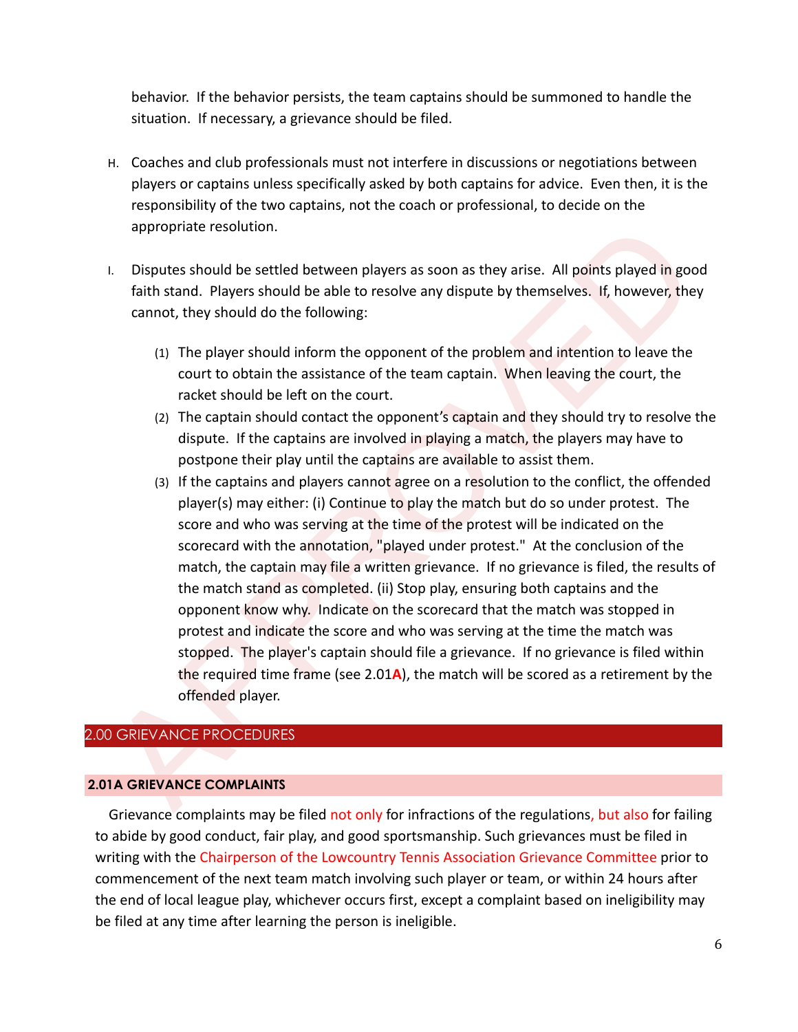behavior. If the behavior persists, the team captains should be summoned to handle the situation. If necessary, a grievance should be filed.

H. Coaches and club professionals must not interfere in discussions or negotiations between players or captains unless specifically asked by both captains for advice. Even then, it is the responsibility of the two captains, not the coach or professional, to decide on the appropriate resolution.

I. Disputes should be settled between players as soon as they arise. All points played in good faith stand. Players should be able to resolve any dispute by themselves. If, however, they cannot, they should do the following:

   (1) The player should inform the opponent of the problem and intention to leave the court to obtain the assistance of the team captain. When leaving the court, the racket should be left on the court.

   (2) The captain should contact the opponent's captain and they should try to resolve the dispute. If the captains are involved in playing a match, the players may have to postpone their play until the captains are available to assist them.

   (3) If the captains and players cannot agree on a resolution to the conflict, the offended player(s) may either: (i) Continue to play the match but do so under protest. The score and who was serving at the time of the protest will be indicated on the scorecard with the annotation, "played under protest." At the conclusion of the match, the captain may file a written grievance. If no grievance is filed, the results of the match stand as completed. (ii) Stop play, ensuring both captains and the opponent know why. Indicate on the scorecard that the match was stopped in protest and indicate the score and who was serving at the time the match was stopped. The player's captain should file a grievance. If no grievance is filed within the required time frame (see 2.01**A**), the match will be scored as a retirement by the offended player.

## 2.00 GRIEVANCE PROCEDURES

### 2.01A GRIEVANCE COMPLAINTS

Grievance complaints may be filed not only for infractions of the regulations, but also for failing to abide by good conduct, fair play, and good sportsmanship. Such grievances must be filed in writing with the Chairperson of the Lowcountry Tennis Association Grievance Committee prior to commencement of the next team match involving such player or team, or within 24 hours after the end of local league play, whichever occurs first, except a complaint based on ineligibility may be filed at any time after learning the person is ineligible.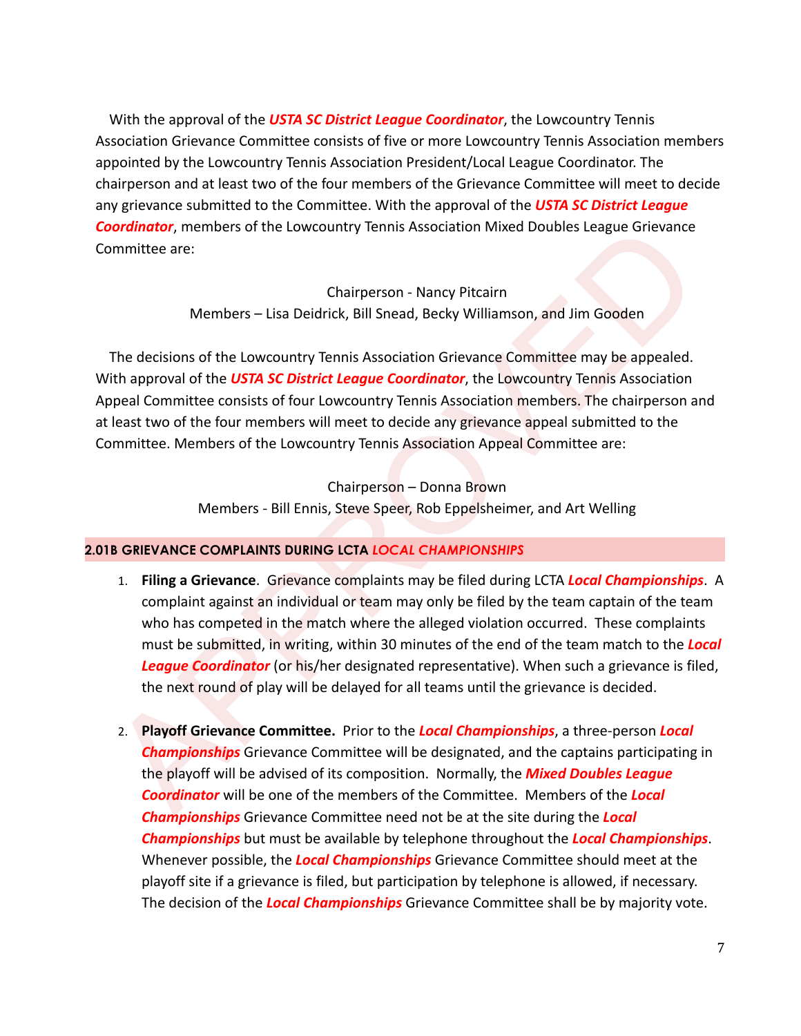With the approval of the ***USTA SC District League Coordinator***, the Lowcountry Tennis Association Grievance Committee consists of five or more Lowcountry Tennis Association members appointed by the Lowcountry Tennis Association President/Local League Coordinator. The chairperson and at least two of the four members of the Grievance Committee will meet to decide any grievance submitted to the Committee. With the approval of the ***USTA SC District League Coordinator***, members of the Lowcountry Tennis Association Mixed Doubles League Grievance Committee are:

Chairperson - Nancy Pitcairn
Members – Lisa Deidrick, Bill Snead, Becky Williamson, and Jim Gooden

The decisions of the Lowcountry Tennis Association Grievance Committee may be appealed. With approval of the ***USTA SC District League Coordinator***, the Lowcountry Tennis Association Appeal Committee consists of four Lowcountry Tennis Association members. The chairperson and at least two of the four members will meet to decide any grievance appeal submitted to the Committee. Members of the Lowcountry Tennis Association Appeal Committee are:

Chairperson – Donna Brown
Members - Bill Ennis, Steve Speer, Rob Eppelsheimer, and Art Welling

### 2.01B GRIEVANCE COMPLAINTS DURING LCTA *LOCAL CHAMPIONSHIPS*

1. **Filing a Grievance**. Grievance complaints may be filed during LCTA ***Local Championships***. A complaint against an individual or team may only be filed by the team captain of the team who has competed in the match where the alleged violation occurred. These complaints must be submitted, in writing, within 30 minutes of the end of the team match to the ***Local League Coordinator*** (or his/her designated representative). When such a grievance is filed, the next round of play will be delayed for all teams until the grievance is decided.

2. **Playoff Grievance Committee.** Prior to the ***Local Championships***, a three-person ***Local Championships*** Grievance Committee will be designated, and the captains participating in the playoff will be advised of its composition. Normally, the ***Mixed Doubles League Coordinator*** will be one of the members of the Committee. Members of the ***Local Championships*** Grievance Committee need not be at the site during the ***Local Championships*** but must be available by telephone throughout the ***Local Championships***. Whenever possible, the ***Local Championships*** Grievance Committee should meet at the playoff site if a grievance is filed, but participation by telephone is allowed, if necessary. The decision of the ***Local Championships*** Grievance Committee shall be by majority vote.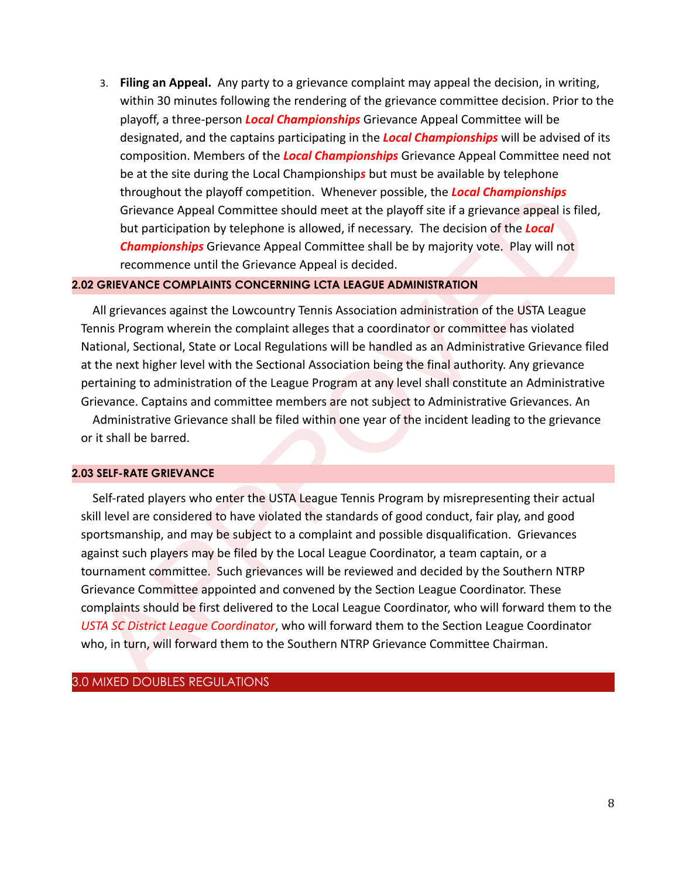3. **Filing an Appeal.** Any party to a grievance complaint may appeal the decision, in writing, within 30 minutes following the rendering of the grievance committee decision. Prior to the playoff, a three-person ***Local Championships*** Grievance Appeal Committee will be designated, and the captains participating in the ***Local Championships*** will be advised of its composition. Members of the ***Local Championships*** Grievance Appeal Committee need not be at the site during the Local Championship***s*** but must be available by telephone throughout the playoff competition. Whenever possible, the ***Local Championships*** Grievance Appeal Committee should meet at the playoff site if a grievance appeal is filed, but participation by telephone is allowed, if necessary. The decision of the ***Local Championships*** Grievance Appeal Committee shall be by majority vote. Play will not recommence until the Grievance Appeal is decided.

### 2.02 GRIEVANCE COMPLAINTS CONCERNING LCTA LEAGUE ADMINISTRATION

All grievances against the Lowcountry Tennis Association administration of the USTA League Tennis Program wherein the complaint alleges that a coordinator or committee has violated National, Sectional, State or Local Regulations will be handled as an Administrative Grievance filed at the next higher level with the Sectional Association being the final authority. Any grievance pertaining to administration of the League Program at any level shall constitute an Administrative Grievance. Captains and committee members are not subject to Administrative Grievances. An Administrative Grievance shall be filed within one year of the incident leading to the grievance or it shall be barred.

### 2.03 SELF-RATE GRIEVANCE

Self-rated players who enter the USTA League Tennis Program by misrepresenting their actual skill level are considered to have violated the standards of good conduct, fair play, and good sportsmanship, and may be subject to a complaint and possible disqualification. Grievances against such players may be filed by the Local League Coordinator, a team captain, or a tournament committee. Such grievances will be reviewed and decided by the Southern NTRP Grievance Committee appointed and convened by the Section League Coordinator. These complaints should be first delivered to the Local League Coordinator, who will forward them to the *USTA SC District League Coordinator*, who will forward them to the Section League Coordinator who, in turn, will forward them to the Southern NTRP Grievance Committee Chairman.

## 3.0 MIXED DOUBLES REGULATIONS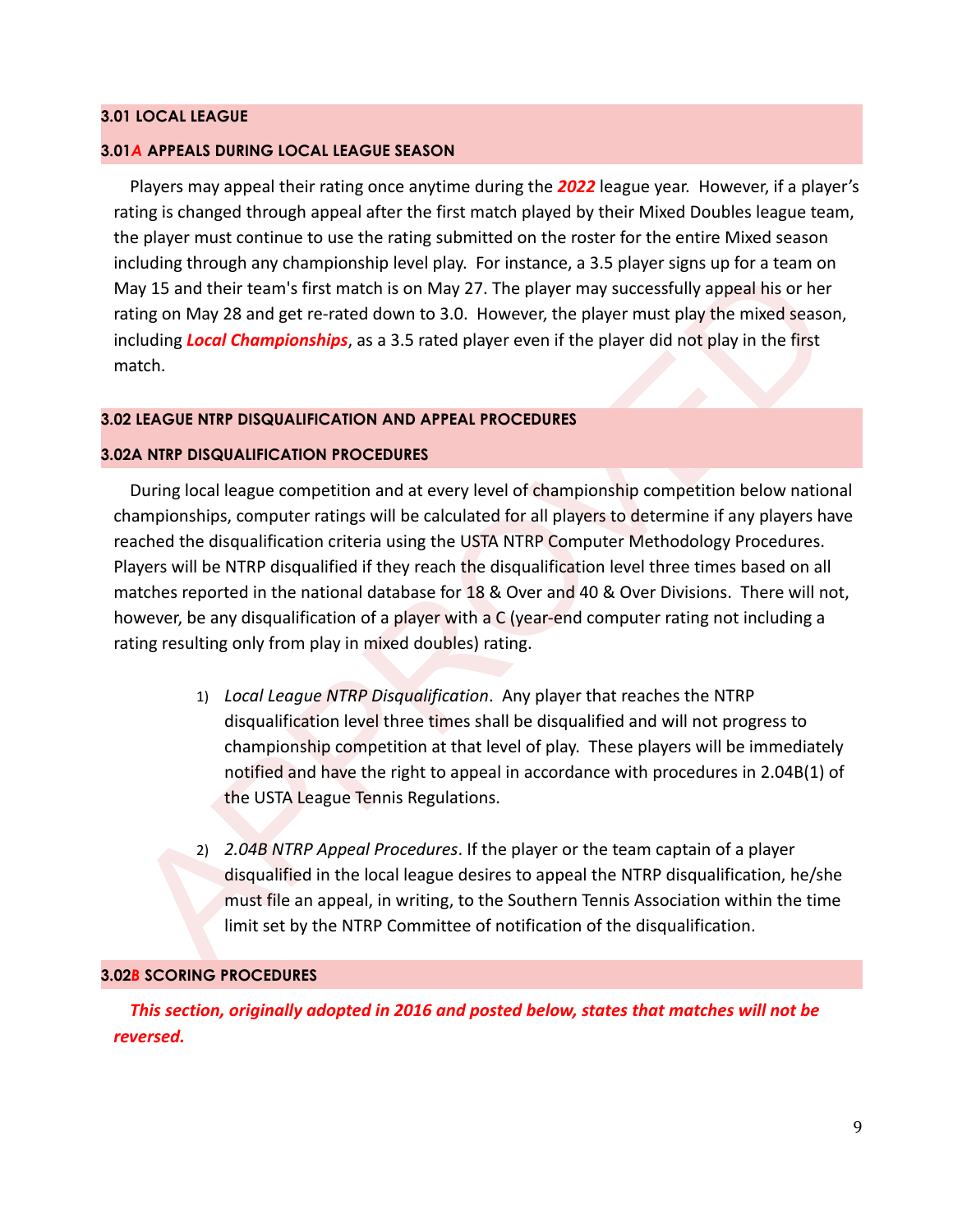### 3.01 LOCAL LEAGUE

### 3.01A APPEALS DURING LOCAL LEAGUE SEASON

Players may appeal their rating once anytime during the ***2022*** league year. However, if a player's rating is changed through appeal after the first match played by their Mixed Doubles league team, the player must continue to use the rating submitted on the roster for the entire Mixed season including through any championship level play. For instance, a 3.5 player signs up for a team on May 15 and their team's first match is on May 27. The player may successfully appeal his or her rating on May 28 and get re-rated down to 3.0. However, the player must play the mixed season, including ***Local Championships***, as a 3.5 rated player even if the player did not play in the first match.

### 3.02 LEAGUE NTRP DISQUALIFICATION AND APPEAL PROCEDURES

### 3.02A NTRP DISQUALIFICATION PROCEDURES

During local league competition and at every level of championship competition below national championships, computer ratings will be calculated for all players to determine if any players have reached the disqualification criteria using the USTA NTRP Computer Methodology Procedures. Players will be NTRP disqualified if they reach the disqualification level three times based on all matches reported in the national database for 18 & Over and 40 & Over Divisions. There will not, however, be any disqualification of a player with a C (year-end computer rating not including a rating resulting only from play in mixed doubles) rating.

1) *Local League NTRP Disqualification*. Any player that reaches the NTRP disqualification level three times shall be disqualified and will not progress to championship competition at that level of play. These players will be immediately notified and have the right to appeal in accordance with procedures in 2.04B(1) of the USTA League Tennis Regulations.

2) *2.04B NTRP Appeal Procedures*. If the player or the team captain of a player disqualified in the local league desires to appeal the NTRP disqualification, he/she must file an appeal, in writing, to the Southern Tennis Association within the time limit set by the NTRP Committee of notification of the disqualification.

### 3.02B SCORING PROCEDURES

***This section, originally adopted in 2016 and posted below, states that matches will not be reversed.***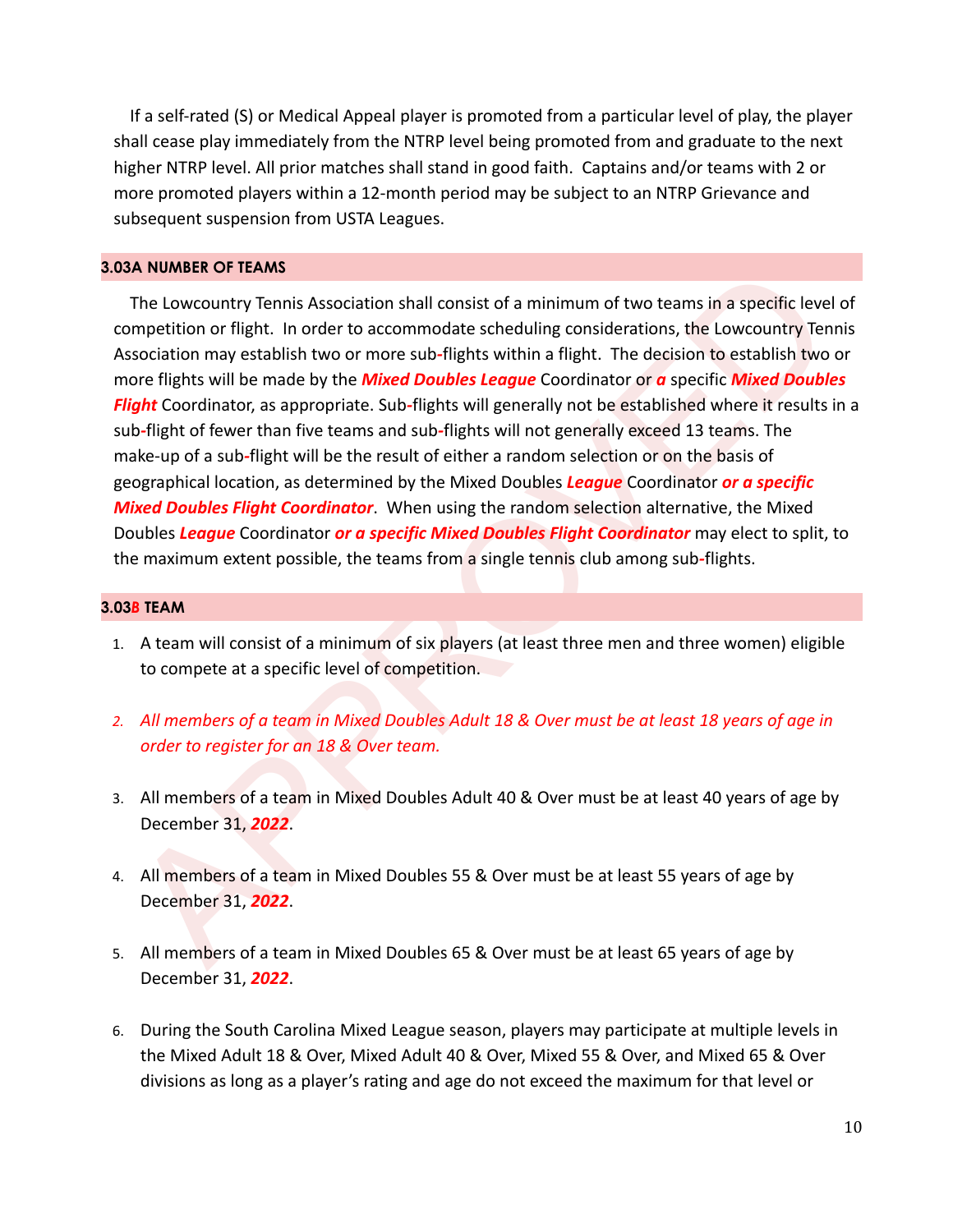If a self-rated (S) or Medical Appeal player is promoted from a particular level of play, the player shall cease play immediately from the NTRP level being promoted from and graduate to the next higher NTRP level. All prior matches shall stand in good faith. Captains and/or teams with 2 or more promoted players within a 12-month period may be subject to an NTRP Grievance and subsequent suspension from USTA Leagues.

### 3.03A NUMBER OF TEAMS

The Lowcountry Tennis Association shall consist of a minimum of two teams in a specific level of competition or flight. In order to accommodate scheduling considerations, the Lowcountry Tennis Association may establish two or more sub-flights within a flight. The decision to establish two or more flights will be made by the ***Mixed Doubles League*** Coordinator or ***a*** specific ***Mixed Doubles Flight*** Coordinator, as appropriate. Sub-flights will generally not be established where it results in a sub-flight of fewer than five teams and sub-flights will not generally exceed 13 teams. The make-up of a sub-flight will be the result of either a random selection or on the basis of geographical location, as determined by the Mixed Doubles ***League*** Coordinator ***or a specific Mixed Doubles Flight Coordinator***. When using the random selection alternative, the Mixed Doubles ***League*** Coordinator ***or a specific Mixed Doubles Flight Coordinator*** may elect to split, to the maximum extent possible, the teams from a single tennis club among sub-flights.

### 3.03B TEAM

1. A team will consist of a minimum of six players (at least three men and three women) eligible to compete at a specific level of competition.

2. *All members of a team in Mixed Doubles Adult 18 & Over must be at least 18 years of age in order to register for an 18 & Over team.*

3. All members of a team in Mixed Doubles Adult 40 & Over must be at least 40 years of age by December 31, ***2022***.

4. All members of a team in Mixed Doubles 55 & Over must be at least 55 years of age by December 31, ***2022***.

5. All members of a team in Mixed Doubles 65 & Over must be at least 65 years of age by December 31, ***2022***.

6. During the South Carolina Mixed League season, players may participate at multiple levels in the Mixed Adult 18 & Over, Mixed Adult 40 & Over, Mixed 55 & Over, and Mixed 65 & Over divisions as long as a player's rating and age do not exceed the maximum for that level or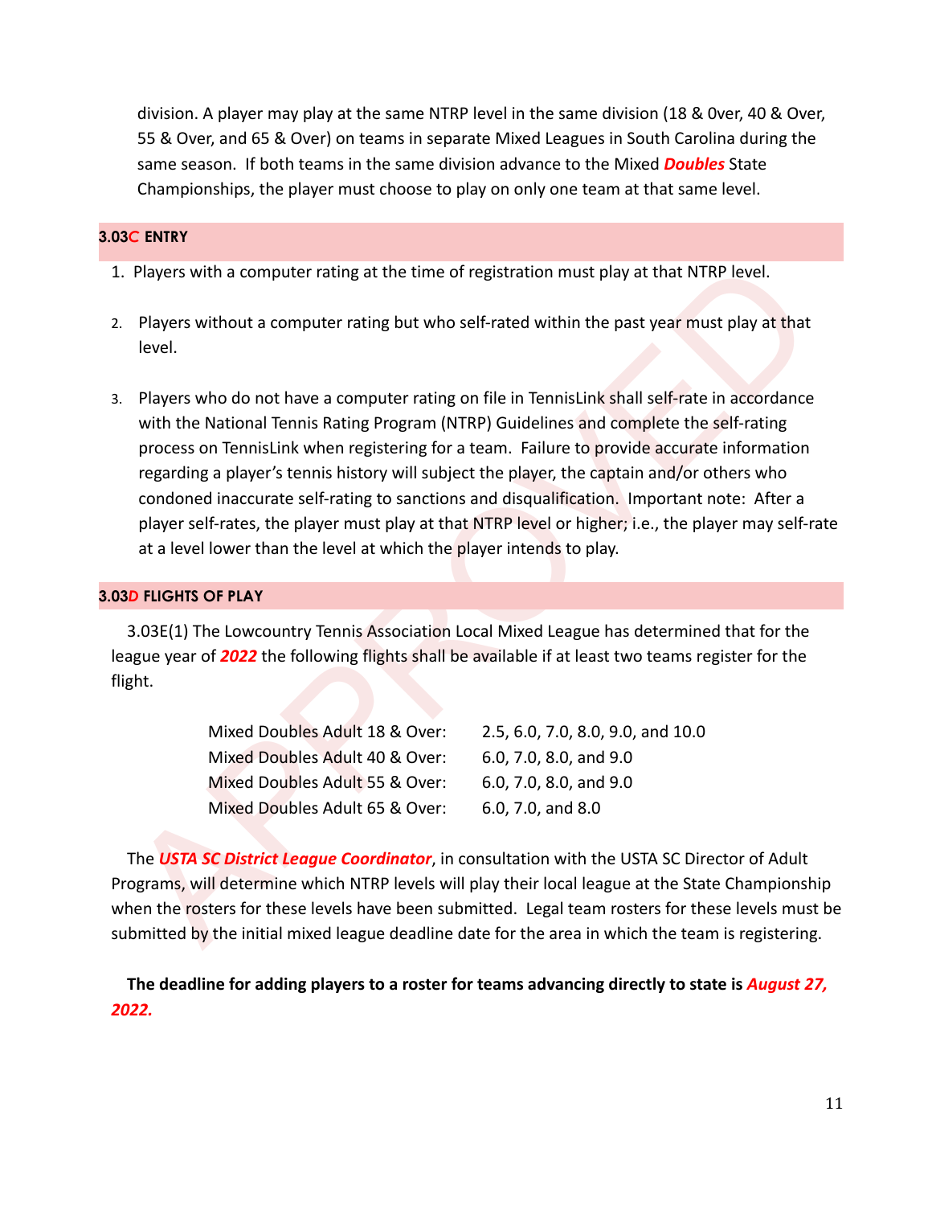division. A player may play at the same NTRP level in the same division (18 & 0ver, 40 & Over, 55 & Over, and 65 & Over) on teams in separate Mixed Leagues in South Carolina during the same season. If both teams in the same division advance to the Mixed ***Doubles*** State Championships, the player must choose to play on only one team at that same level.

### 3.03C ENTRY

1. Players with a computer rating at the time of registration must play at that NTRP level.
2. Players without a computer rating but who self-rated within the past year must play at that level.
3. Players who do not have a computer rating on file in TennisLink shall self-rate in accordance with the National Tennis Rating Program (NTRP) Guidelines and complete the self-rating process on TennisLink when registering for a team. Failure to provide accurate information regarding a player's tennis history will subject the player, the captain and/or others who condoned inaccurate self-rating to sanctions and disqualification. Important note: After a player self-rates, the player must play at that NTRP level or higher; i.e., the player may self-rate at a level lower than the level at which the player intends to play.

### 3.03D FLIGHTS OF PLAY

3.03E(1) The Lowcountry Tennis Association Local Mixed League has determined that for the league year of ***2022*** the following flights shall be available if at least two teams register for the flight.

| | |
|---|---|
| Mixed Doubles Adult 18 & Over: | 2.5, 6.0, 7.0, 8.0, 9.0, and 10.0 |
| Mixed Doubles Adult 40 & Over: | 6.0, 7.0, 8.0, and 9.0 |
| Mixed Doubles Adult 55 & Over: | 6.0, 7.0, 8.0, and 9.0 |
| Mixed Doubles Adult 65 & Over: | 6.0, 7.0, and 8.0 |

The ***USTA SC District League Coordinator***, in consultation with the USTA SC Director of Adult Programs, will determine which NTRP levels will play their local league at the State Championship when the rosters for these levels have been submitted. Legal team rosters for these levels must be submitted by the initial mixed league deadline date for the area in which the team is registering.

**The deadline for adding players to a roster for teams advancing directly to state is *August 27, 2022.***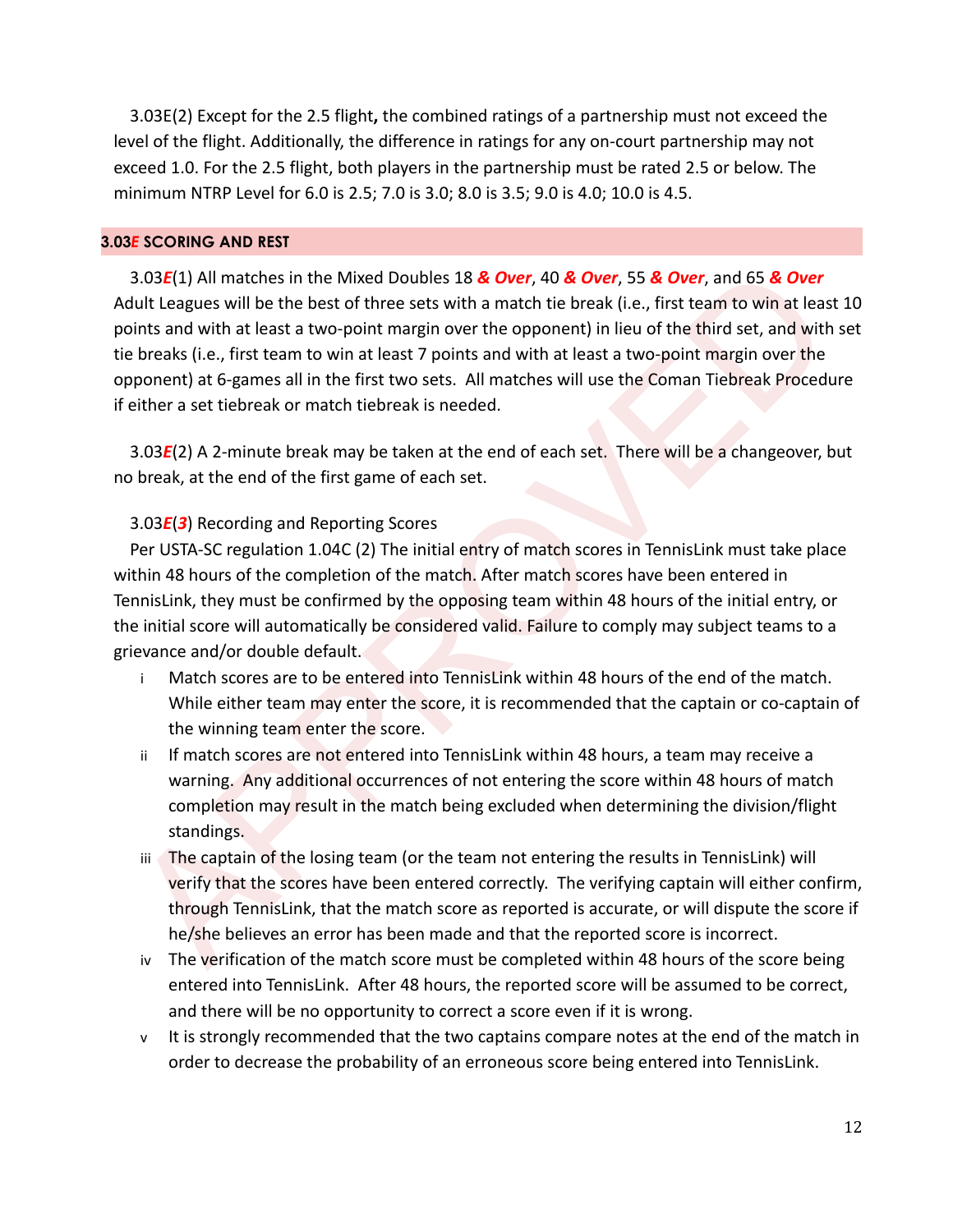3.03E(2) Except for the 2.5 flight**,** the combined ratings of a partnership must not exceed the level of the flight. Additionally, the difference in ratings for any on-court partnership may not exceed 1.0. For the 2.5 flight, both players in the partnership must be rated 2.5 or below. The minimum NTRP Level for 6.0 is 2.5; 7.0 is 3.0; 8.0 is 3.5; 9.0 is 4.0; 10.0 is 4.5.

### 3.03*E* SCORING AND REST

3.03***E***(1) All matches in the Mixed Doubles 18 ***& Over***, 40 ***& Over***, 55 ***& Over***, and 65 ***& Over*** Adult Leagues will be the best of three sets with a match tie break (i.e., first team to win at least 10 points and with at least a two-point margin over the opponent) in lieu of the third set, and with set tie breaks (i.e., first team to win at least 7 points and with at least a two-point margin over the opponent) at 6-games all in the first two sets. All matches will use the Coman Tiebreak Procedure if either a set tiebreak or match tiebreak is needed.

3.03***E***(2) A 2-minute break may be taken at the end of each set. There will be a changeover, but no break, at the end of the first game of each set.

3.03***E***(***3***) Recording and Reporting Scores

Per USTA-SC regulation 1.04C (2) The initial entry of match scores in TennisLink must take place within 48 hours of the completion of the match. After match scores have been entered in TennisLink, they must be confirmed by the opposing team within 48 hours of the initial entry, or the initial score will automatically be considered valid. Failure to comply may subject teams to a grievance and/or double default.

- i Match scores are to be entered into TennisLink within 48 hours of the end of the match. While either team may enter the score, it is recommended that the captain or co-captain of the winning team enter the score.
- ii If match scores are not entered into TennisLink within 48 hours, a team may receive a warning. Any additional occurrences of not entering the score within 48 hours of match completion may result in the match being excluded when determining the division/flight standings.
- iii The captain of the losing team (or the team not entering the results in TennisLink) will verify that the scores have been entered correctly. The verifying captain will either confirm, through TennisLink, that the match score as reported is accurate, or will dispute the score if he/she believes an error has been made and that the reported score is incorrect.
- iv The verification of the match score must be completed within 48 hours of the score being entered into TennisLink. After 48 hours, the reported score will be assumed to be correct, and there will be no opportunity to correct a score even if it is wrong.
- v It is strongly recommended that the two captains compare notes at the end of the match in order to decrease the probability of an erroneous score being entered into TennisLink.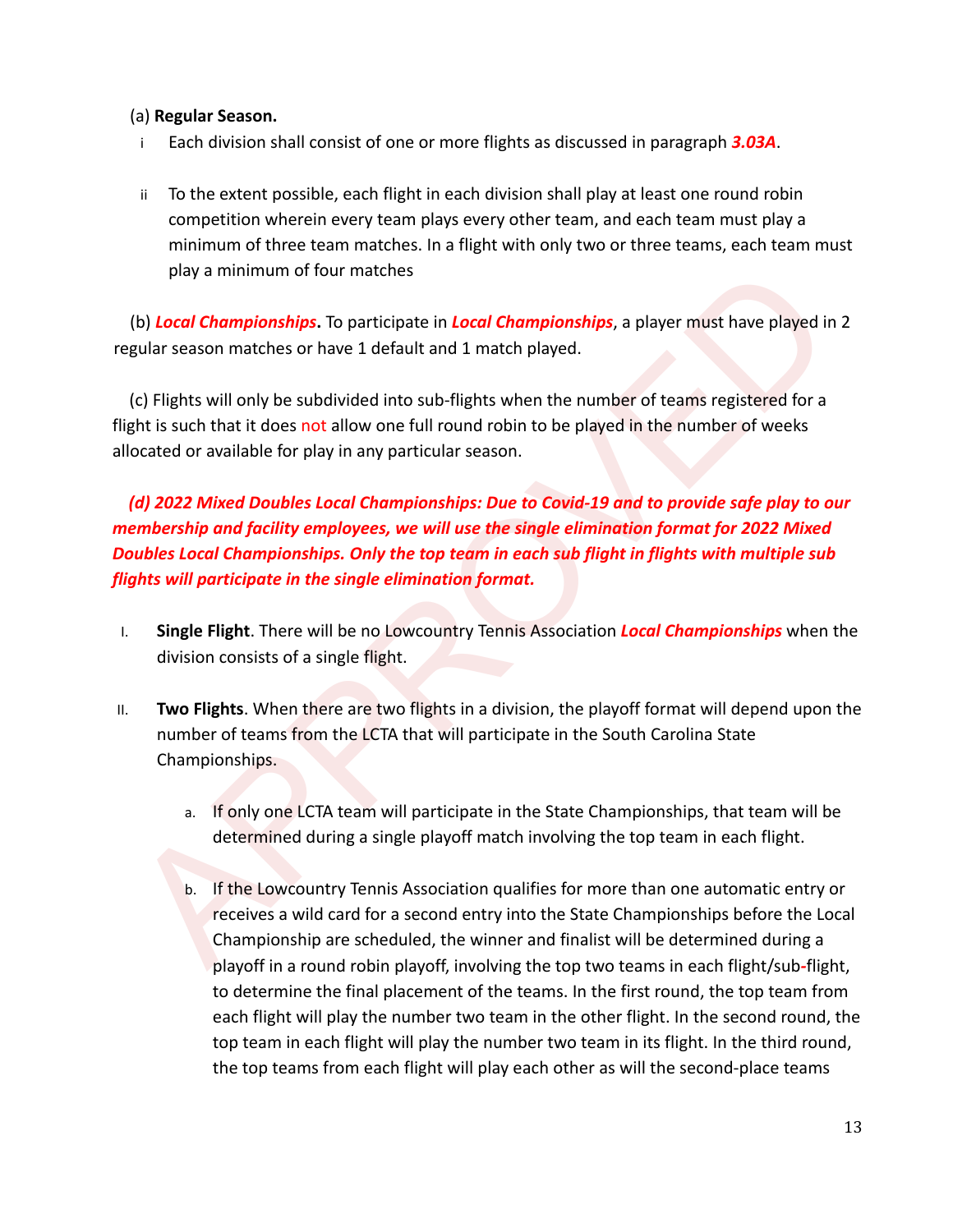(a) **Regular Season.**

i. Each division shall consist of one or more flights as discussed in paragraph ***3.03A***.

ii. To the extent possible, each flight in each division shall play at least one round robin competition wherein every team plays every other team, and each team must play a minimum of three team matches. In a flight with only two or three teams, each team must play a minimum of four matches

(b) ***Local Championships*****.** To participate in ***Local Championships***, a player must have played in 2 regular season matches or have 1 default and 1 match played.

(c) Flights will only be subdivided into sub-flights when the number of teams registered for a flight is such that it does not allow one full round robin to be played in the number of weeks allocated or available for play in any particular season.

***(d) 2022 Mixed Doubles Local Championships: Due to Covid-19 and to provide safe play to our membership and facility employees, we will use the single elimination format for 2022 Mixed Doubles Local Championships. Only the top team in each sub flight in flights with multiple sub flights will participate in the single elimination format.***

I. **Single Flight**. There will be no Lowcountry Tennis Association ***Local Championships*** when the division consists of a single flight.

II. **Two Flights**. When there are two flights in a division, the playoff format will depend upon the number of teams from the LCTA that will participate in the South Carolina State Championships.

a. If only one LCTA team will participate in the State Championships, that team will be determined during a single playoff match involving the top team in each flight.

b. If the Lowcountry Tennis Association qualifies for more than one automatic entry or receives a wild card for a second entry into the State Championships before the Local Championship are scheduled, the winner and finalist will be determined during a playoff in a round robin playoff, involving the top two teams in each flight/sub-flight, to determine the final placement of the teams. In the first round, the top team from each flight will play the number two team in the other flight. In the second round, the top team in each flight will play the number two team in its flight. In the third round, the top teams from each flight will play each other as will the second-place teams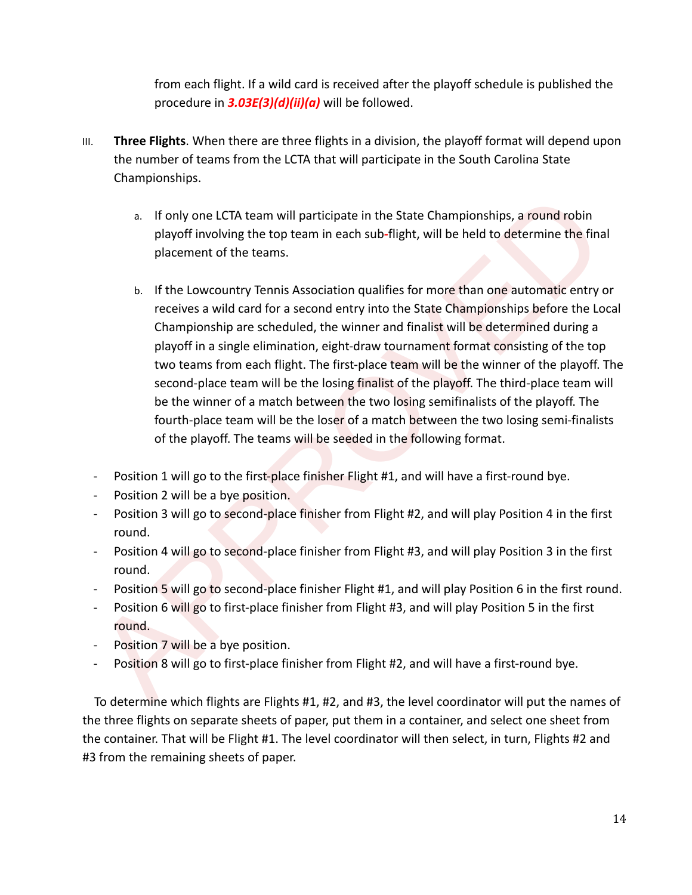from each flight. If a wild card is received after the playoff schedule is published the procedure in ***3.03E(3)(d)(ii)(a)*** will be followed.

III. **Three Flights**. When there are three flights in a division, the playoff format will depend upon the number of teams from the LCTA that will participate in the South Carolina State Championships.

a. If only one LCTA team will participate in the State Championships, a round robin playoff involving the top team in each sub-flight, will be held to determine the final placement of the teams.

b. If the Lowcountry Tennis Association qualifies for more than one automatic entry or receives a wild card for a second entry into the State Championships before the Local Championship are scheduled, the winner and finalist will be determined during a playoff in a single elimination, eight-draw tournament format consisting of the top two teams from each flight. The first-place team will be the winner of the playoff. The second-place team will be the losing finalist of the playoff. The third-place team will be the winner of a match between the two losing semifinalists of the playoff. The fourth-place team will be the loser of a match between the two losing semi-finalists of the playoff. The teams will be seeded in the following format.

- Position 1 will go to the first-place finisher Flight #1, and will have a first-round bye.
- Position 2 will be a bye position.
- Position 3 will go to second-place finisher from Flight #2, and will play Position 4 in the first round.
- Position 4 will go to second-place finisher from Flight #3, and will play Position 3 in the first round.
- Position 5 will go to second-place finisher Flight #1, and will play Position 6 in the first round.
- Position 6 will go to first-place finisher from Flight #3, and will play Position 5 in the first round.
- Position 7 will be a bye position.
- Position 8 will go to first-place finisher from Flight #2, and will have a first-round bye.

To determine which flights are Flights #1, #2, and #3, the level coordinator will put the names of the three flights on separate sheets of paper, put them in a container, and select one sheet from the container. That will be Flight #1. The level coordinator will then select, in turn, Flights #2 and #3 from the remaining sheets of paper.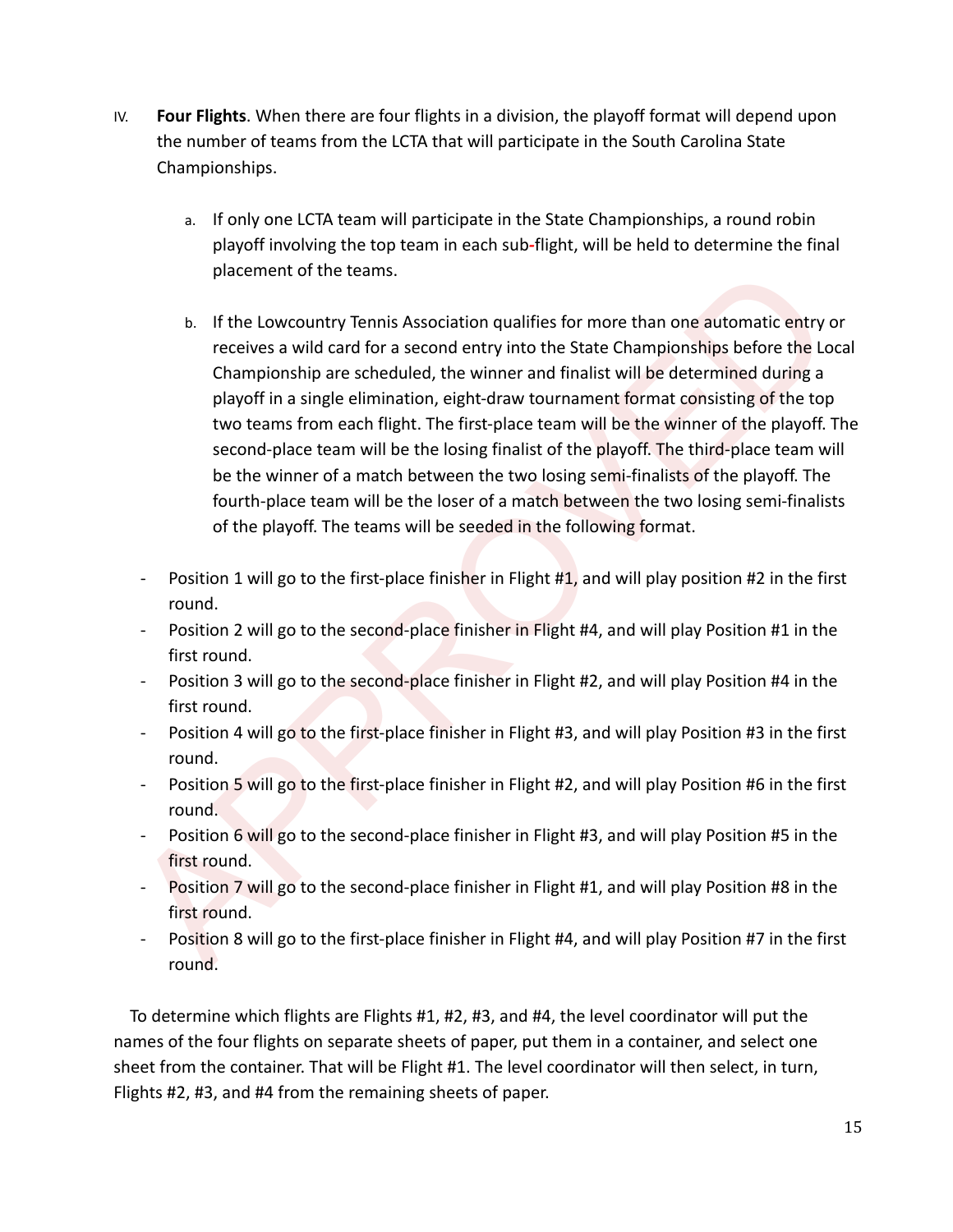IV. **Four Flights**. When there are four flights in a division, the playoff format will depend upon the number of teams from the LCTA that will participate in the South Carolina State Championships.

   a. If only one LCTA team will participate in the State Championships, a round robin playoff involving the top team in each sub-flight, will be held to determine the final placement of the teams.

   b. If the Lowcountry Tennis Association qualifies for more than one automatic entry or receives a wild card for a second entry into the State Championships before the Local Championship are scheduled, the winner and finalist will be determined during a playoff in a single elimination, eight-draw tournament format consisting of the top two teams from each flight. The first-place team will be the winner of the playoff. The second-place team will be the losing finalist of the playoff. The third-place team will be the winner of a match between the two losing semi-finalists of the playoff. The fourth-place team will be the loser of a match between the two losing semi-finalists of the playoff. The teams will be seeded in the following format.

- Position 1 will go to the first-place finisher in Flight #1, and will play position #2 in the first round.
- Position 2 will go to the second-place finisher in Flight #4, and will play Position #1 in the first round.
- Position 3 will go to the second-place finisher in Flight #2, and will play Position #4 in the first round.
- Position 4 will go to the first-place finisher in Flight #3, and will play Position #3 in the first round.
- Position 5 will go to the first-place finisher in Flight #2, and will play Position #6 in the first round.
- Position 6 will go to the second-place finisher in Flight #3, and will play Position #5 in the first round.
- Position 7 will go to the second-place finisher in Flight #1, and will play Position #8 in the first round.
- Position 8 will go to the first-place finisher in Flight #4, and will play Position #7 in the first round.

To determine which flights are Flights #1, #2, #3, and #4, the level coordinator will put the names of the four flights on separate sheets of paper, put them in a container, and select one sheet from the container. That will be Flight #1. The level coordinator will then select, in turn, Flights #2, #3, and #4 from the remaining sheets of paper.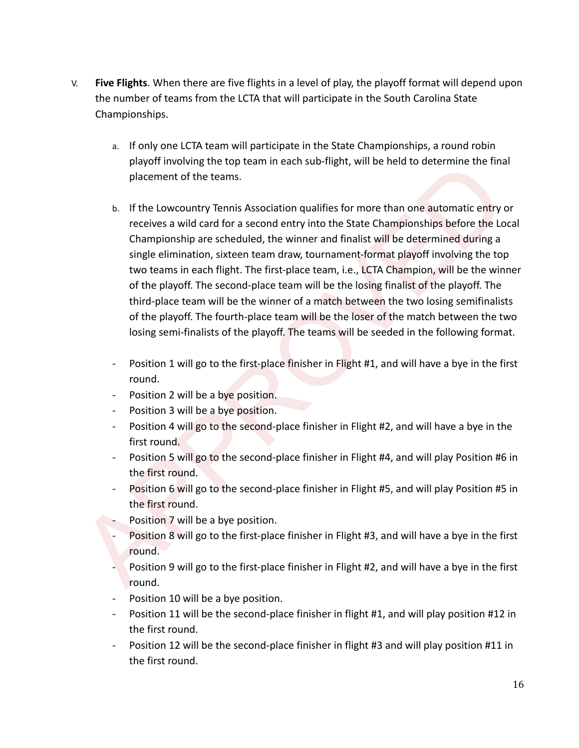V. **Five Flights**. When there are five flights in a level of play, the playoff format will depend upon the number of teams from the LCTA that will participate in the South Carolina State Championships.

   a. If only one LCTA team will participate in the State Championships, a round robin playoff involving the top team in each sub-flight, will be held to determine the final placement of the teams.

   b. If the Lowcountry Tennis Association qualifies for more than one automatic entry or receives a wild card for a second entry into the State Championships before the Local Championship are scheduled, the winner and finalist will be determined during a single elimination, sixteen team draw, tournament-format playoff involving the top two teams in each flight. The first-place team, i.e., LCTA Champion, will be the winner of the playoff. The second-place team will be the losing finalist of the playoff. The third-place team will be the winner of a match between the two losing semifinalists of the playoff. The fourth-place team will be the loser of the match between the two losing semi-finalists of the playoff. The teams will be seeded in the following format.

   - Position 1 will go to the first-place finisher in Flight #1, and will have a bye in the first round.
   - Position 2 will be a bye position.
   - Position 3 will be a bye position.
   - Position 4 will go to the second-place finisher in Flight #2, and will have a bye in the first round.
   - Position 5 will go to the second-place finisher in Flight #4, and will play Position #6 in the first round.
   - Position 6 will go to the second-place finisher in Flight #5, and will play Position #5 in the first round.
   - Position 7 will be a bye position.
   - Position 8 will go to the first-place finisher in Flight #3, and will have a bye in the first round.
   - Position 9 will go to the first-place finisher in Flight #2, and will have a bye in the first round.
   - Position 10 will be a bye position.
   - Position 11 will be the second-place finisher in flight #1, and will play position #12 in the first round.
   - Position 12 will be the second-place finisher in flight #3 and will play position #11 in the first round.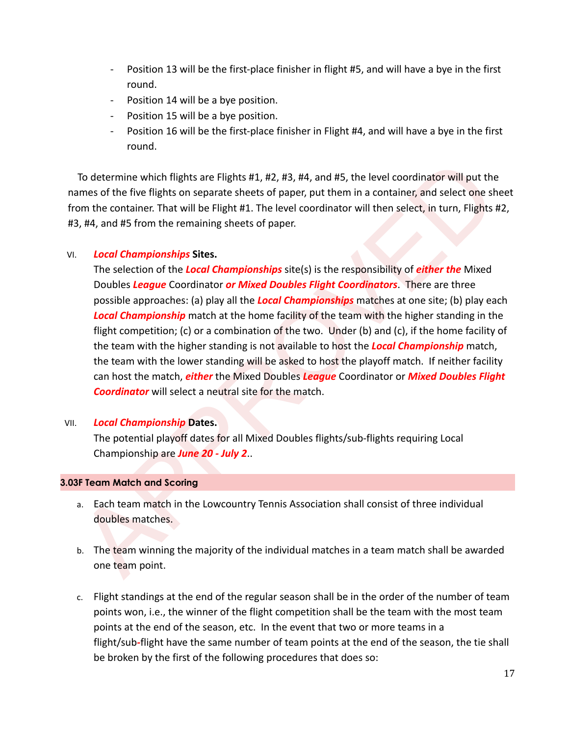- Position 13 will be the first-place finisher in flight #5, and will have a bye in the first round.
- Position 14 will be a bye position.
- Position 15 will be a bye position.
- Position 16 will be the first-place finisher in Flight #4, and will have a bye in the first round.

To determine which flights are Flights #1, #2, #3, #4, and #5, the level coordinator will put the names of the five flights on separate sheets of paper, put them in a container, and select one sheet from the container. That will be Flight #1. The level coordinator will then select, in turn, Flights #2, #3, #4, and #5 from the remaining sheets of paper.

VI. ***Local Championships*** **Sites.**
The selection of the ***Local Championships*** site(s) is the responsibility of ***either the*** Mixed Doubles ***League*** Coordinator ***or Mixed Doubles Flight Coordinators***. There are three possible approaches: (a) play all the ***Local Championships*** matches at one site; (b) play each ***Local Championship*** match at the home facility of the team with the higher standing in the flight competition; (c) or a combination of the two. Under (b) and (c), if the home facility of the team with the higher standing is not available to host the ***Local Championship*** match, the team with the lower standing will be asked to host the playoff match. If neither facility can host the match, ***either*** the Mixed Doubles ***League*** Coordinator or ***Mixed Doubles Flight Coordinator*** will select a neutral site for the match.

VII. ***Local Championship*** **Dates.**
The potential playoff dates for all Mixed Doubles flights/sub-flights requiring Local Championship are ***June 20 - July 2***..

### 3.03F Team Match and Scoring

a. Each team match in the Lowcountry Tennis Association shall consist of three individual doubles matches.

b. The team winning the majority of the individual matches in a team match shall be awarded one team point.

c. Flight standings at the end of the regular season shall be in the order of the number of team points won, i.e., the winner of the flight competition shall be the team with the most team points at the end of the season, etc. In the event that two or more teams in a flight/sub-flight have the same number of team points at the end of the season, the tie shall be broken by the first of the following procedures that does so: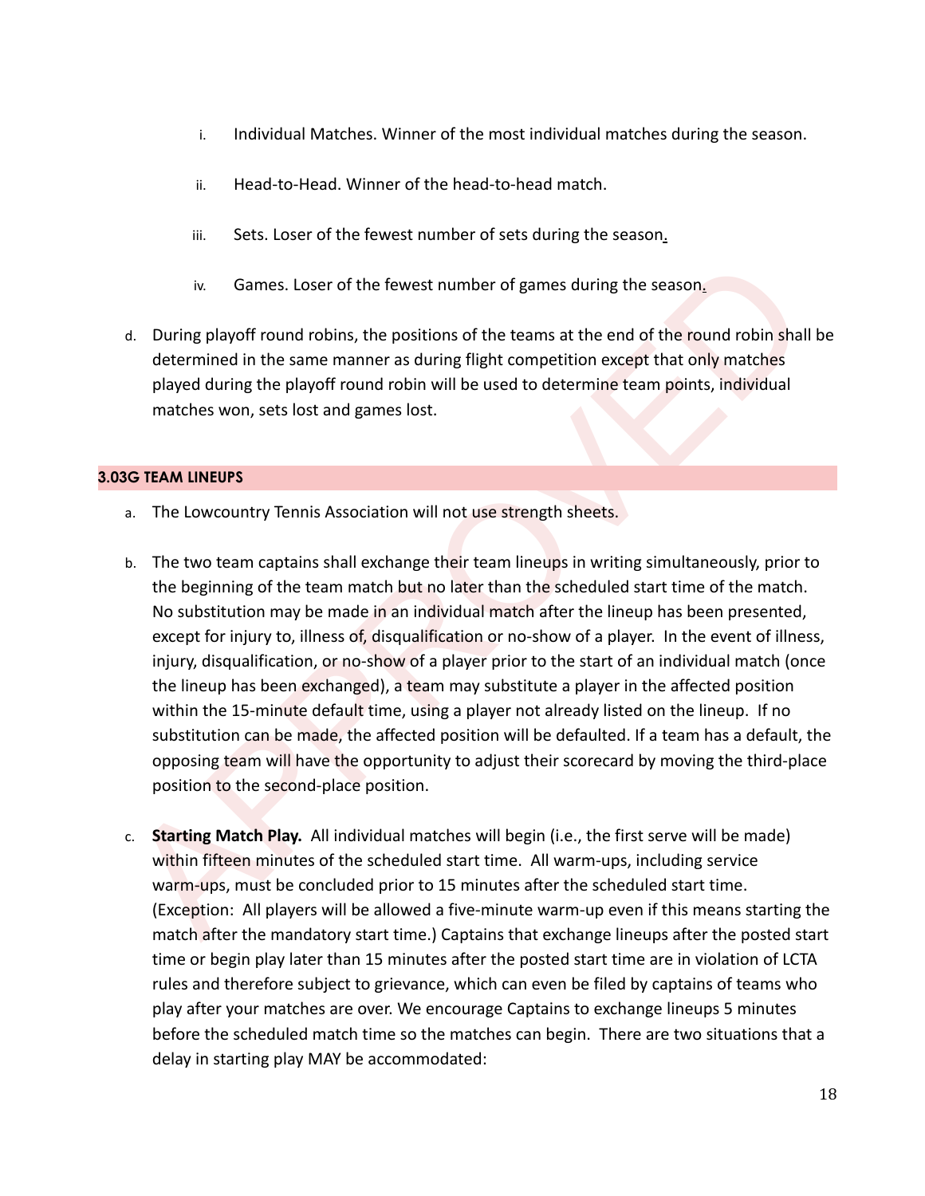i. Individual Matches. Winner of the most individual matches during the season.

ii. Head-to-Head. Winner of the head-to-head match.

iii. Sets. Loser of the fewest number of sets during the season.

iv. Games. Loser of the fewest number of games during the season.

d. During playoff round robins, the positions of the teams at the end of the round robin shall be determined in the same manner as during flight competition except that only matches played during the playoff round robin will be used to determine team points, individual matches won, sets lost and games lost.

### 3.03G TEAM LINEUPS

a. The Lowcountry Tennis Association will not use strength sheets.

b. The two team captains shall exchange their team lineups in writing simultaneously, prior to the beginning of the team match but no later than the scheduled start time of the match. No substitution may be made in an individual match after the lineup has been presented, except for injury to, illness of, disqualification or no-show of a player. In the event of illness, injury, disqualification, or no-show of a player prior to the start of an individual match (once the lineup has been exchanged), a team may substitute a player in the affected position within the 15-minute default time, using a player not already listed on the lineup. If no substitution can be made, the affected position will be defaulted. If a team has a default, the opposing team will have the opportunity to adjust their scorecard by moving the third-place position to the second-place position.

c. **Starting Match Play.** All individual matches will begin (i.e., the first serve will be made) within fifteen minutes of the scheduled start time. All warm-ups, including service warm-ups, must be concluded prior to 15 minutes after the scheduled start time. (Exception: All players will be allowed a five-minute warm-up even if this means starting the match after the mandatory start time.) Captains that exchange lineups after the posted start time or begin play later than 15 minutes after the posted start time are in violation of LCTA rules and therefore subject to grievance, which can even be filed by captains of teams who play after your matches are over. We encourage Captains to exchange lineups 5 minutes before the scheduled match time so the matches can begin. There are two situations that a delay in starting play MAY be accommodated: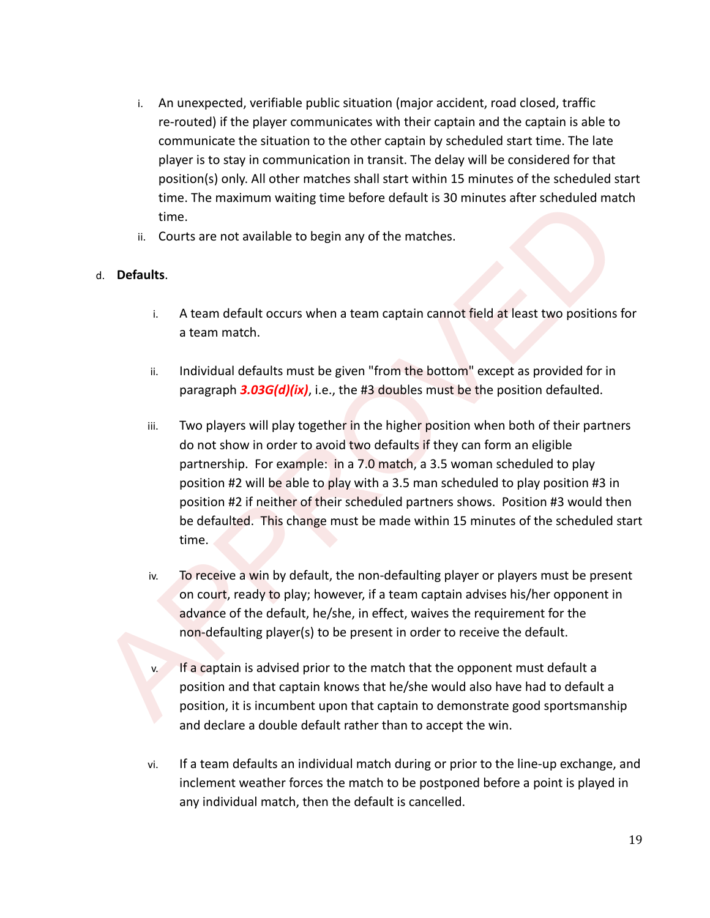i. An unexpected, verifiable public situation (major accident, road closed, traffic re-routed) if the player communicates with their captain and the captain is able to communicate the situation to the other captain by scheduled start time. The late player is to stay in communication in transit. The delay will be considered for that position(s) only. All other matches shall start within 15 minutes of the scheduled start time. The maximum waiting time before default is 30 minutes after scheduled match time.

ii. Courts are not available to begin any of the matches.

d. **Defaults**.

i. A team default occurs when a team captain cannot field at least two positions for a team match.

ii. Individual defaults must be given "from the bottom" except as provided for in paragraph ***3.03G(d)(ix)***, i.e., the #3 doubles must be the position defaulted.

iii. Two players will play together in the higher position when both of their partners do not show in order to avoid two defaults if they can form an eligible partnership. For example: in a 7.0 match, a 3.5 woman scheduled to play position #2 will be able to play with a 3.5 man scheduled to play position #3 in position #2 if neither of their scheduled partners shows. Position #3 would then be defaulted. This change must be made within 15 minutes of the scheduled start time.

iv. To receive a win by default, the non-defaulting player or players must be present on court, ready to play; however, if a team captain advises his/her opponent in advance of the default, he/she, in effect, waives the requirement for the non-defaulting player(s) to be present in order to receive the default.

v. If a captain is advised prior to the match that the opponent must default a position and that captain knows that he/she would also have had to default a position, it is incumbent upon that captain to demonstrate good sportsmanship and declare a double default rather than to accept the win.

vi. If a team defaults an individual match during or prior to the line-up exchange, and inclement weather forces the match to be postponed before a point is played in any individual match, then the default is cancelled.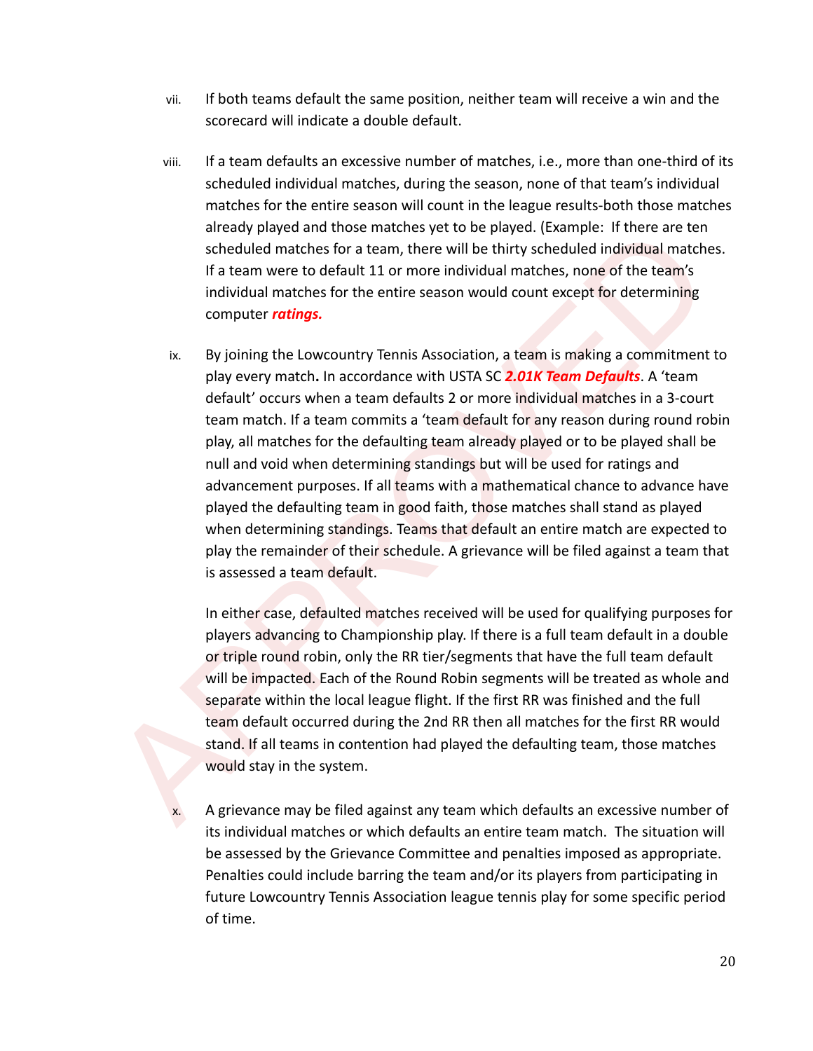vii. If both teams default the same position, neither team will receive a win and the scorecard will indicate a double default.

viii. If a team defaults an excessive number of matches, i.e., more than one-third of its scheduled individual matches, during the season, none of that team's individual matches for the entire season will count in the league results-both those matches already played and those matches yet to be played. (Example: If there are ten scheduled matches for a team, there will be thirty scheduled individual matches. If a team were to default 11 or more individual matches, none of the team's individual matches for the entire season would count except for determining computer ***ratings.***

ix. By joining the Lowcountry Tennis Association, a team is making a commitment to play every match**.** In accordance with USTA SC ***2.01K Team Defaults***. A 'team default' occurs when a team defaults 2 or more individual matches in a 3-court team match. If a team commits a 'team default for any reason during round robin play, all matches for the defaulting team already played or to be played shall be null and void when determining standings but will be used for ratings and advancement purposes. If all teams with a mathematical chance to advance have played the defaulting team in good faith, those matches shall stand as played when determining standings. Teams that default an entire match are expected to play the remainder of their schedule. A grievance will be filed against a team that is assessed a team default.

In either case, defaulted matches received will be used for qualifying purposes for players advancing to Championship play. If there is a full team default in a double or triple round robin, only the RR tier/segments that have the full team default will be impacted. Each of the Round Robin segments will be treated as whole and separate within the local league flight. If the first RR was finished and the full team default occurred during the 2nd RR then all matches for the first RR would stand. If all teams in contention had played the defaulting team, those matches would stay in the system.

x. A grievance may be filed against any team which defaults an excessive number of its individual matches or which defaults an entire team match. The situation will be assessed by the Grievance Committee and penalties imposed as appropriate. Penalties could include barring the team and/or its players from participating in future Lowcountry Tennis Association league tennis play for some specific period of time.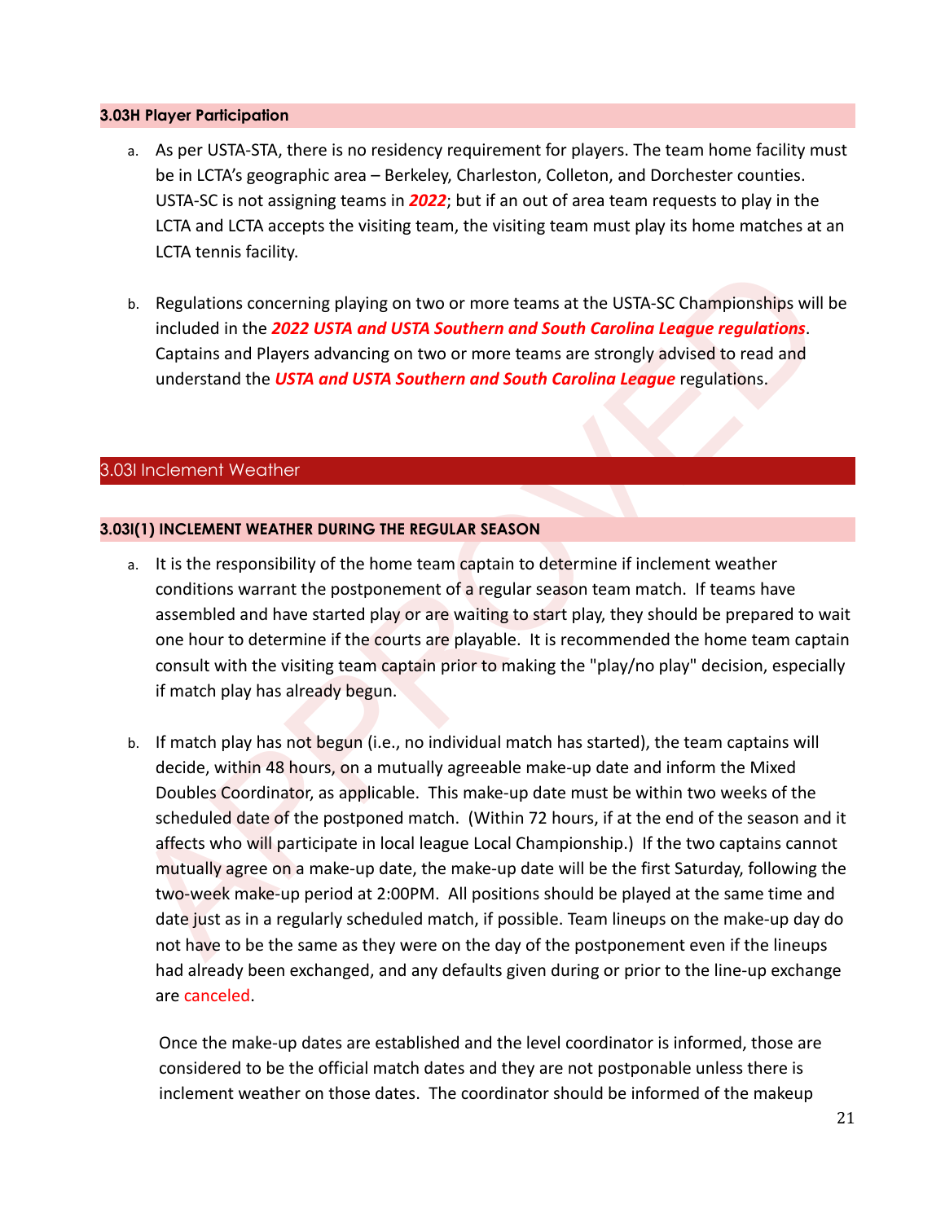### 3.03H Player Participation

a. As per USTA-STA, there is no residency requirement for players. The team home facility must be in LCTA's geographic area – Berkeley, Charleston, Colleton, and Dorchester counties. USTA-SC is not assigning teams in ***2022***; but if an out of area team requests to play in the LCTA and LCTA accepts the visiting team, the visiting team must play its home matches at an LCTA tennis facility.

b. Regulations concerning playing on two or more teams at the USTA-SC Championships will be included in the ***2022 USTA and USTA Southern and South Carolina League regulations***. Captains and Players advancing on two or more teams are strongly advised to read and understand the ***USTA and USTA Southern and South Carolina League*** regulations.

## 3.03I Inclement Weather

### 3.03I(1) INCLEMENT WEATHER DURING THE REGULAR SEASON

a. It is the responsibility of the home team captain to determine if inclement weather conditions warrant the postponement of a regular season team match. If teams have assembled and have started play or are waiting to start play, they should be prepared to wait one hour to determine if the courts are playable. It is recommended the home team captain consult with the visiting team captain prior to making the "play/no play" decision, especially if match play has already begun.

b. If match play has not begun (i.e., no individual match has started), the team captains will decide, within 48 hours, on a mutually agreeable make-up date and inform the Mixed Doubles Coordinator, as applicable. This make-up date must be within two weeks of the scheduled date of the postponed match. (Within 72 hours, if at the end of the season and it affects who will participate in local league Local Championship.) If the two captains cannot mutually agree on a make-up date, the make-up date will be the first Saturday, following the two-week make-up period at 2:00PM. All positions should be played at the same time and date just as in a regularly scheduled match, if possible. Team lineups on the make-up day do not have to be the same as they were on the day of the postponement even if the lineups had already been exchanged, and any defaults given during or prior to the line-up exchange are canceled.

   Once the make-up dates are established and the level coordinator is informed, those are considered to be the official match dates and they are not postponable unless there is inclement weather on those dates. The coordinator should be informed of the makeup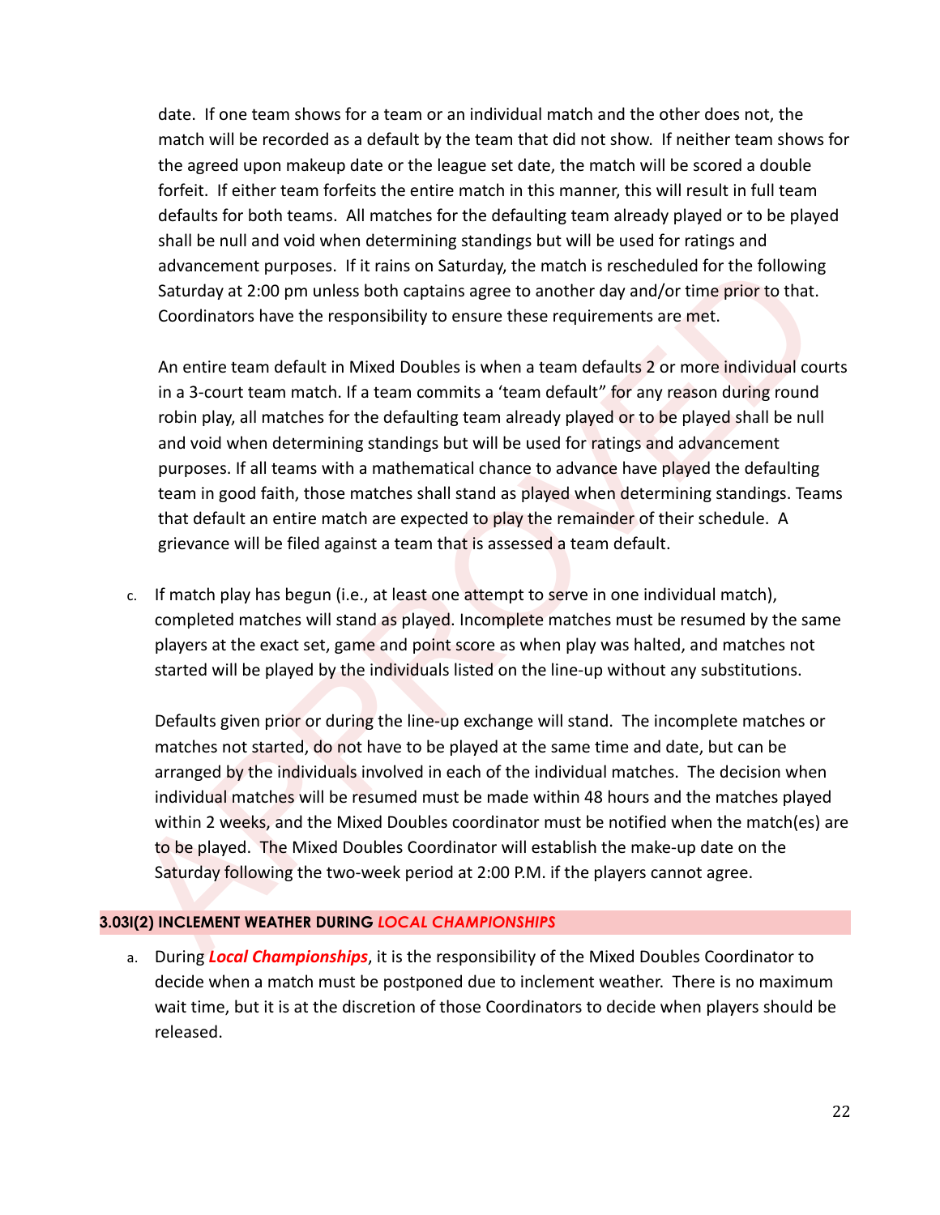date. If one team shows for a team or an individual match and the other does not, the match will be recorded as a default by the team that did not show. If neither team shows for the agreed upon makeup date or the league set date, the match will be scored a double forfeit. If either team forfeits the entire match in this manner, this will result in full team defaults for both teams. All matches for the defaulting team already played or to be played shall be null and void when determining standings but will be used for ratings and advancement purposes. If it rains on Saturday, the match is rescheduled for the following Saturday at 2:00 pm unless both captains agree to another day and/or time prior to that. Coordinators have the responsibility to ensure these requirements are met.

An entire team default in Mixed Doubles is when a team defaults 2 or more individual courts in a 3-court team match. If a team commits a 'team default" for any reason during round robin play, all matches for the defaulting team already played or to be played shall be null and void when determining standings but will be used for ratings and advancement purposes. If all teams with a mathematical chance to advance have played the defaulting team in good faith, those matches shall stand as played when determining standings. Teams that default an entire match are expected to play the remainder of their schedule. A grievance will be filed against a team that is assessed a team default.

c. If match play has begun (i.e., at least one attempt to serve in one individual match), completed matches will stand as played. Incomplete matches must be resumed by the same players at the exact set, game and point score as when play was halted, and matches not started will be played by the individuals listed on the line-up without any substitutions.

   Defaults given prior or during the line-up exchange will stand. The incomplete matches or matches not started, do not have to be played at the same time and date, but can be arranged by the individuals involved in each of the individual matches. The decision when individual matches will be resumed must be made within 48 hours and the matches played within 2 weeks, and the Mixed Doubles coordinator must be notified when the match(es) are to be played. The Mixed Doubles Coordinator will establish the make-up date on the Saturday following the two-week period at 2:00 P.M. if the players cannot agree.

### 3.03I(2) INCLEMENT WEATHER DURING *LOCAL CHAMPIONSHIPS*

a. During ***Local Championships***, it is the responsibility of the Mixed Doubles Coordinator to decide when a match must be postponed due to inclement weather. There is no maximum wait time, but it is at the discretion of those Coordinators to decide when players should be released.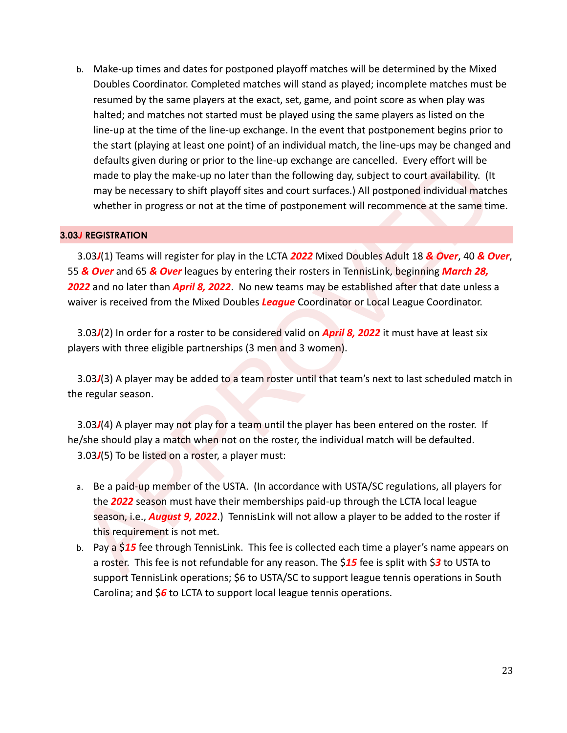b. Make-up times and dates for postponed playoff matches will be determined by the Mixed Doubles Coordinator. Completed matches will stand as played; incomplete matches must be resumed by the same players at the exact, set, game, and point score as when play was halted; and matches not started must be played using the same players as listed on the line-up at the time of the line-up exchange. In the event that postponement begins prior to the start (playing at least one point) of an individual match, the line-ups may be changed and defaults given during or prior to the line-up exchange are cancelled. Every effort will be made to play the make-up no later than the following day, subject to court availability. (It may be necessary to shift playoff sites and court surfaces.) All postponed individual matches whether in progress or not at the time of postponement will recommence at the same time.

### 3.03*J* REGISTRATION

3.03*J*(1) Teams will register for play in the LCTA ***2022*** Mixed Doubles Adult 18 ***& Over***, 40 ***& Over***, 55 ***& Over*** and 65 ***& Over*** leagues by entering their rosters in TennisLink, beginning ***March 28, 2022*** and no later than ***April 8, 2022***. No new teams may be established after that date unless a waiver is received from the Mixed Doubles ***League*** Coordinator or Local League Coordinator.

3.03*J*(2) In order for a roster to be considered valid on ***April 8, 2022*** it must have at least six players with three eligible partnerships (3 men and 3 women).

3.03*J*(3) A player may be added to a team roster until that team's next to last scheduled match in the regular season.

3.03*J*(4) A player may not play for a team until the player has been entered on the roster. If he/she should play a match when not on the roster, the individual match will be defaulted.

3.03*J*(5) To be listed on a roster, a player must:

a. Be a paid-up member of the USTA. (In accordance with USTA/SC regulations, all players for the ***2022*** season must have their memberships paid-up through the LCTA local league season, i.e., ***August 9, 2022***.) TennisLink will not allow a player to be added to the roster if this requirement is not met.

b. Pay a $***15*** fee through TennisLink. This fee is collected each time a player's name appears on a roster. This fee is not refundable for any reason. The $***15*** fee is split with $***3*** to USTA to support TennisLink operations; $6 to USTA/SC to support league tennis operations in South Carolina; and $***6*** to LCTA to support local league tennis operations.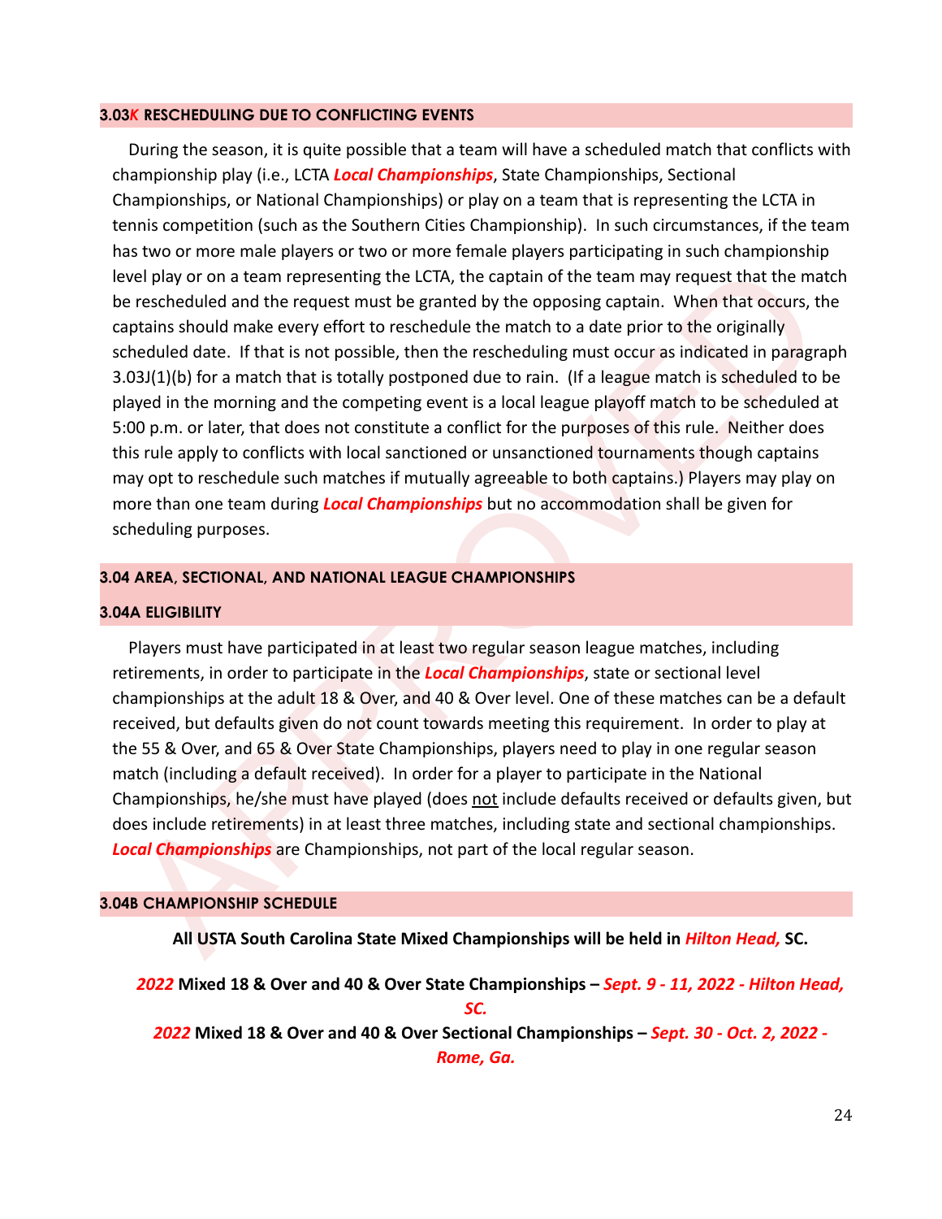### 3.03*K* RESCHEDULING DUE TO CONFLICTING EVENTS

During the season, it is quite possible that a team will have a scheduled match that conflicts with championship play (i.e., LCTA ***Local Championships***, State Championships, Sectional Championships, or National Championships) or play on a team that is representing the LCTA in tennis competition (such as the Southern Cities Championship). In such circumstances, if the team has two or more male players or two or more female players participating in such championship level play or on a team representing the LCTA, the captain of the team may request that the match be rescheduled and the request must be granted by the opposing captain. When that occurs, the captains should make every effort to reschedule the match to a date prior to the originally scheduled date. If that is not possible, then the rescheduling must occur as indicated in paragraph 3.03J(1)(b) for a match that is totally postponed due to rain. (If a league match is scheduled to be played in the morning and the competing event is a local league playoff match to be scheduled at 5:00 p.m. or later, that does not constitute a conflict for the purposes of this rule. Neither does this rule apply to conflicts with local sanctioned or unsanctioned tournaments though captains may opt to reschedule such matches if mutually agreeable to both captains.) Players may play on more than one team during ***Local Championships*** but no accommodation shall be given for scheduling purposes.

### 3.04 AREA, SECTIONAL, AND NATIONAL LEAGUE CHAMPIONSHIPS

### 3.04A ELIGIBILITY

Players must have participated in at least two regular season league matches, including retirements, in order to participate in the ***Local Championships***, state or sectional level championships at the adult 18 & Over, and 40 & Over level. One of these matches can be a default received, but defaults given do not count towards meeting this requirement. In order to play at the 55 & Over, and 65 & Over State Championships, players need to play in one regular season match (including a default received). In order for a player to participate in the National Championships, he/she must have played (does not include defaults received or defaults given, but does include retirements) in at least three matches, including state and sectional championships. ***Local Championships*** are Championships, not part of the local regular season.

### 3.04B CHAMPIONSHIP SCHEDULE

**All USTA South Carolina State Mixed Championships will be held in *Hilton Head,* SC.**

***2022*** **Mixed 18 & Over and 40 & Over State Championships –** ***Sept. 9 - 11, 2022 - Hilton Head, SC.***

***2022*** **Mixed 18 & Over and 40 & Over Sectional Championships –** ***Sept. 30 - Oct. 2, 2022 - Rome, Ga.***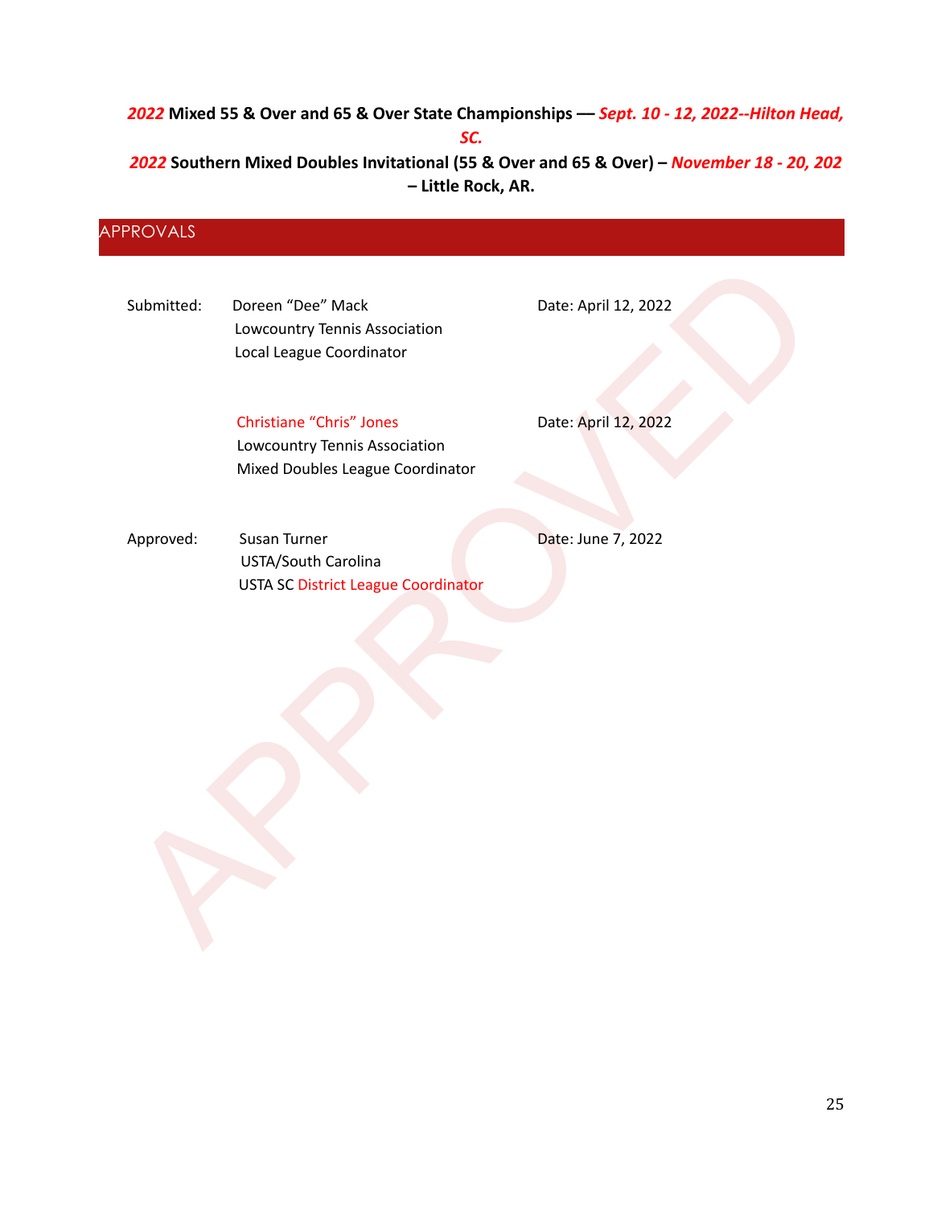***2022*** **Mixed 55 & Over and 65 & Over State Championships —** ***Sept. 10 - 12, 2022--Hilton Head, SC.***

***2022*** **Southern Mixed Doubles Invitational (55 & Over and 65 & Over) –** ***November 18 - 20, 202*** **– Little Rock, AR.**

## APPROVALS

Submitted: Doreen “Dee” Mack
Lowcountry Tennis Association
Local League Coordinator
Date: April 12, 2022

Christiane “Chris” Jones
Lowcountry Tennis Association
Mixed Doubles League Coordinator
Date: April 12, 2022

Approved: Susan Turner
USTA/South Carolina
USTA SC District League Coordinator
Date: June 7, 2022

APPROVED